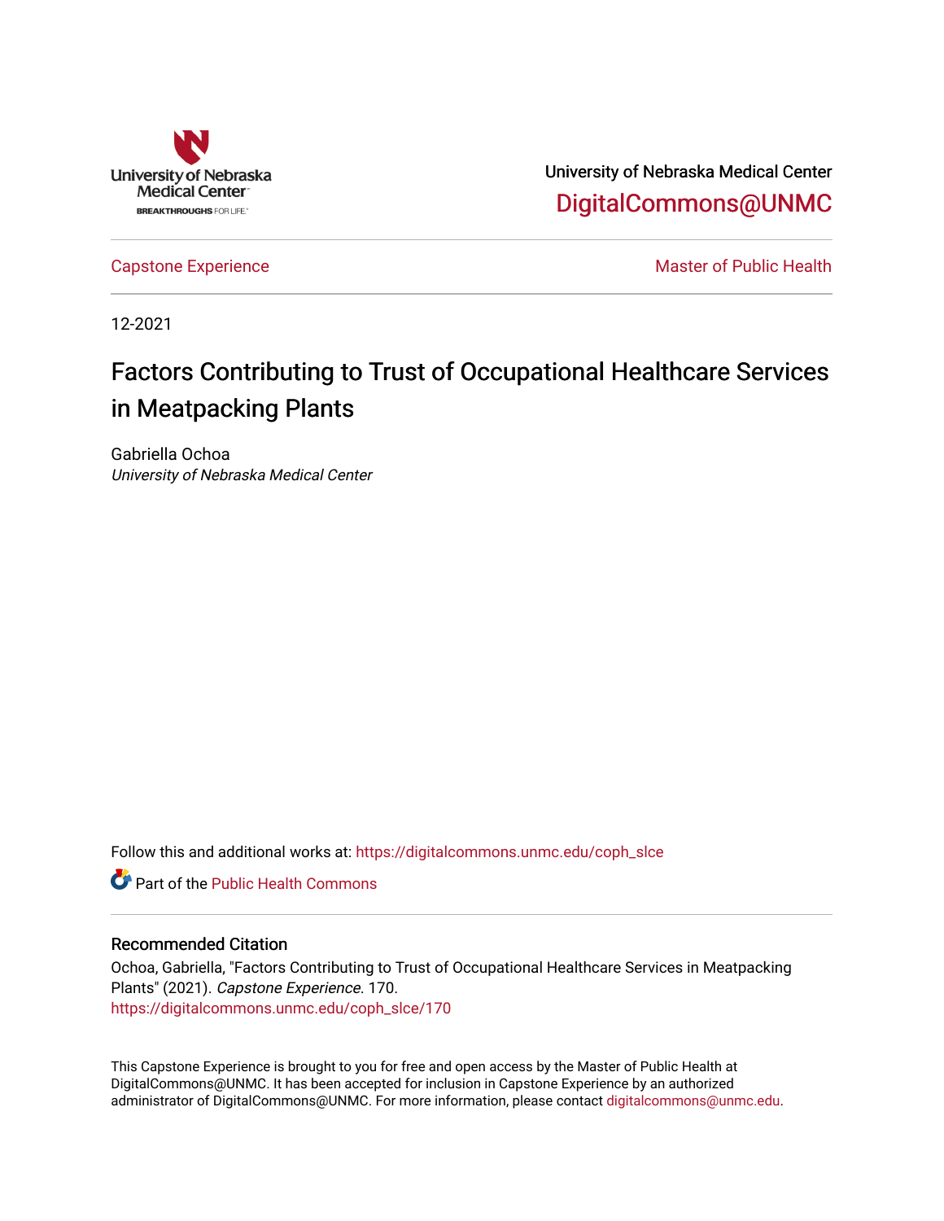University of Nebraska Medical Center
DigitalCommons@UNMC

Capstone Experience

Master of Public Health

12-2021

# Factors Contributing to Trust of Occupational Healthcare Services in Meatpacking Plants

Gabriella Ochoa
*University of Nebraska Medical Center*

Follow this and additional works at: https://digitalcommons.unmc.edu/coph_slce

Part of the Public Health Commons

## Recommended Citation

Ochoa, Gabriella, "Factors Contributing to Trust of Occupational Healthcare Services in Meatpacking Plants" (2021). *Capstone Experience*. 170.
https://digitalcommons.unmc.edu/coph_slce/170

This Capstone Experience is brought to you for free and open access by the Master of Public Health at DigitalCommons@UNMC. It has been accepted for inclusion in Capstone Experience by an authorized administrator of DigitalCommons@UNMC. For more information, please contact digitalcommons@unmc.edu.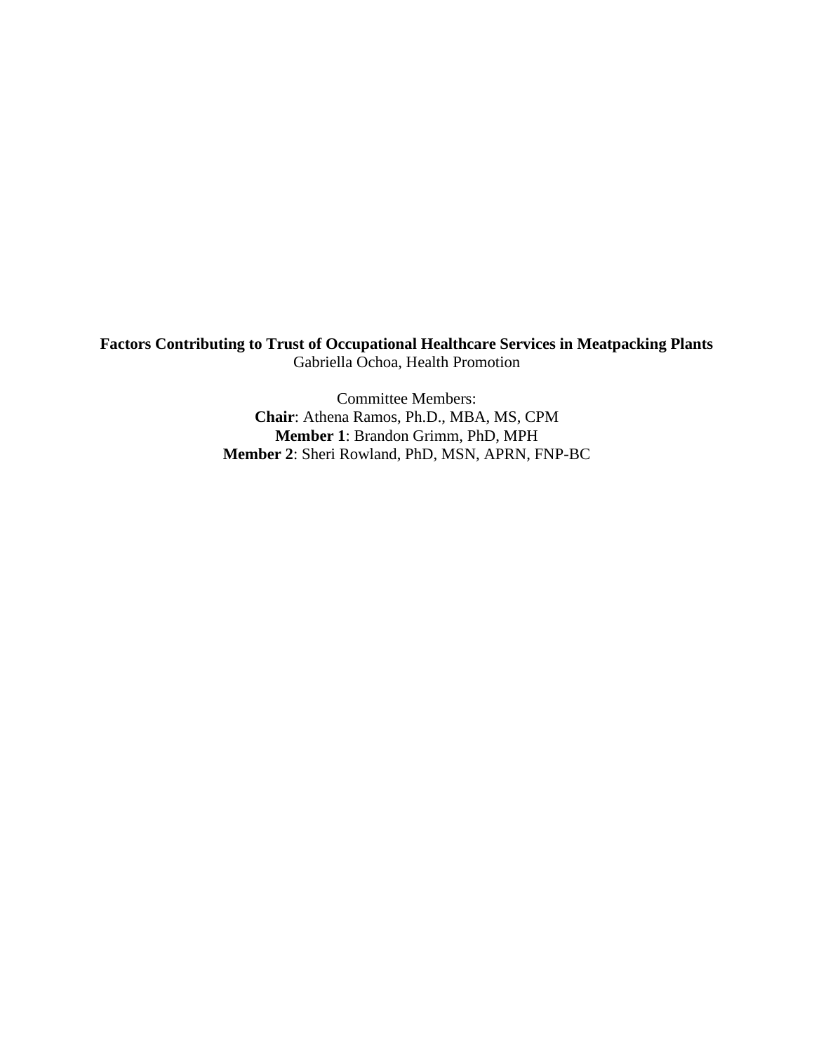**Factors Contributing to Trust of Occupational Healthcare Services in Meatpacking Plants**
Gabriella Ochoa, Health Promotion

Committee Members:
**Chair**: Athena Ramos, Ph.D., MBA, MS, CPM
**Member 1**: Brandon Grimm, PhD, MPH
**Member 2**: Sheri Rowland, PhD, MSN, APRN, FNP-BC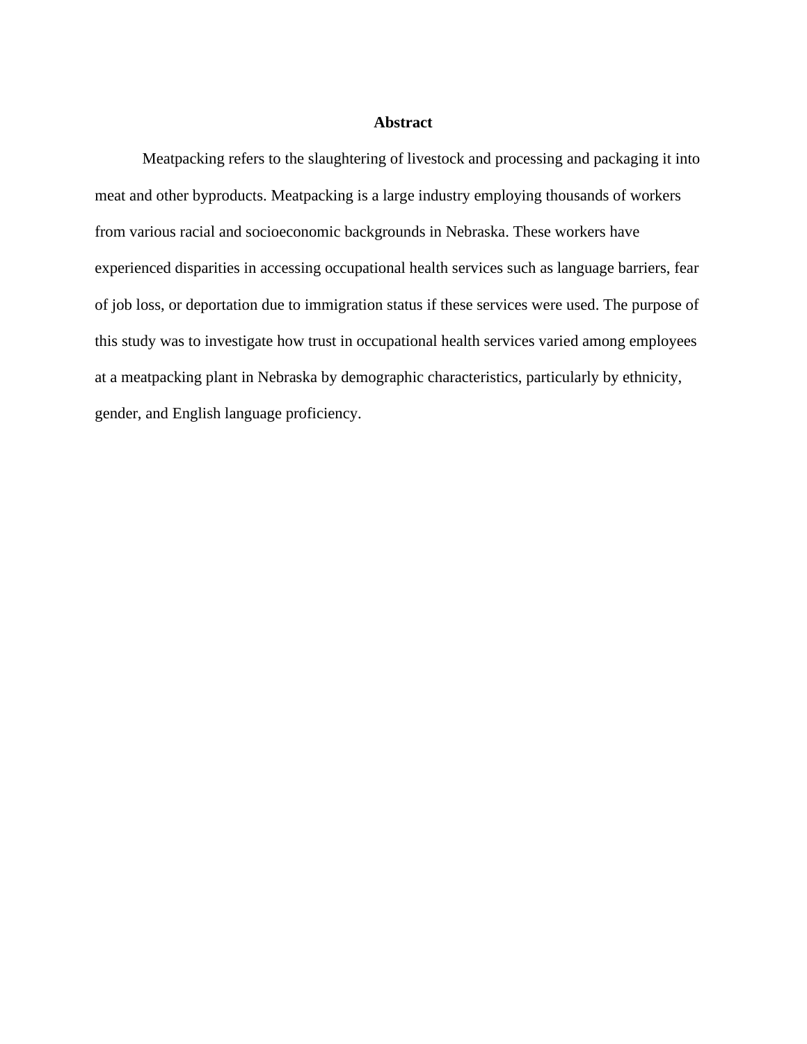# Abstract

Meatpacking refers to the slaughtering of livestock and processing and packaging it into meat and other byproducts. Meatpacking is a large industry employing thousands of workers from various racial and socioeconomic backgrounds in Nebraska. These workers have experienced disparities in accessing occupational health services such as language barriers, fear of job loss, or deportation due to immigration status if these services were used. The purpose of this study was to investigate how trust in occupational health services varied among employees at a meatpacking plant in Nebraska by demographic characteristics, particularly by ethnicity, gender, and English language proficiency.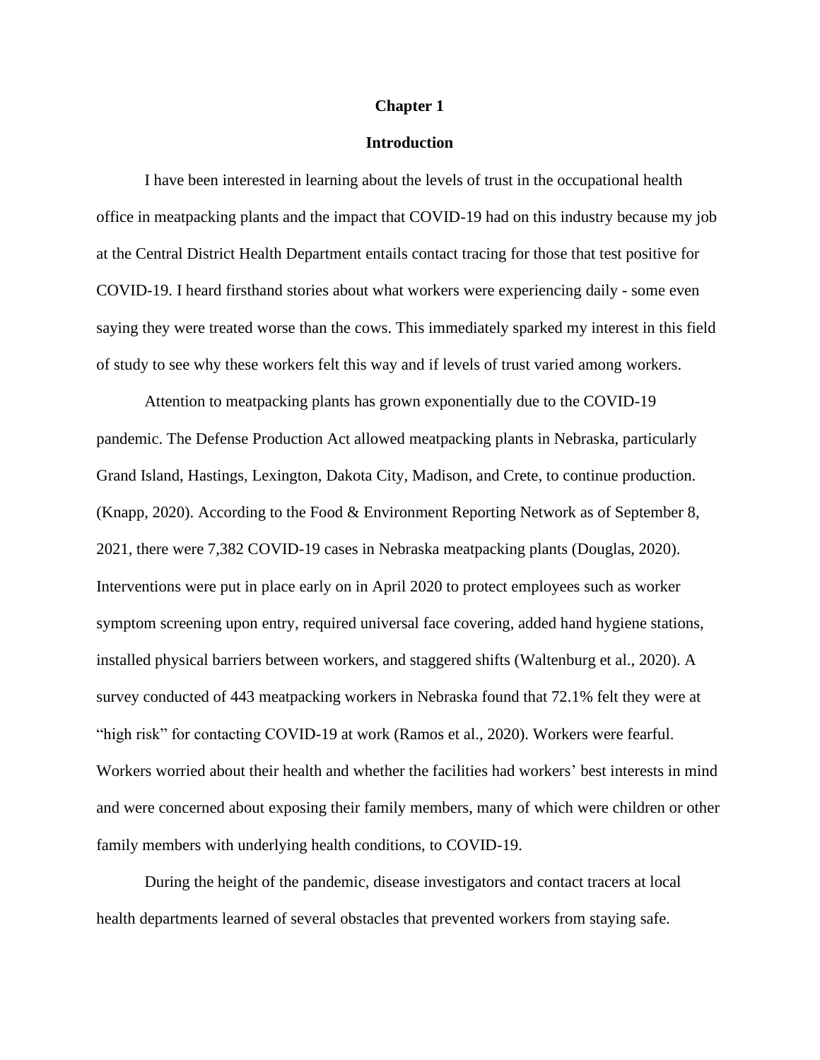# Chapter 1

## Introduction

I have been interested in learning about the levels of trust in the occupational health office in meatpacking plants and the impact that COVID-19 had on this industry because my job at the Central District Health Department entails contact tracing for those that test positive for COVID-19. I heard firsthand stories about what workers were experiencing daily - some even saying they were treated worse than the cows. This immediately sparked my interest in this field of study to see why these workers felt this way and if levels of trust varied among workers.

Attention to meatpacking plants has grown exponentially due to the COVID-19 pandemic. The Defense Production Act allowed meatpacking plants in Nebraska, particularly Grand Island, Hastings, Lexington, Dakota City, Madison, and Crete, to continue production. (Knapp, 2020). According to the Food & Environment Reporting Network as of September 8, 2021, there were 7,382 COVID-19 cases in Nebraska meatpacking plants (Douglas, 2020). Interventions were put in place early on in April 2020 to protect employees such as worker symptom screening upon entry, required universal face covering, added hand hygiene stations, installed physical barriers between workers, and staggered shifts (Waltenburg et al., 2020). A survey conducted of 443 meatpacking workers in Nebraska found that 72.1% felt they were at "high risk" for contacting COVID-19 at work (Ramos et al., 2020). Workers were fearful. Workers worried about their health and whether the facilities had workers' best interests in mind and were concerned about exposing their family members, many of which were children or other family members with underlying health conditions, to COVID-19.

During the height of the pandemic, disease investigators and contact tracers at local health departments learned of several obstacles that prevented workers from staying safe.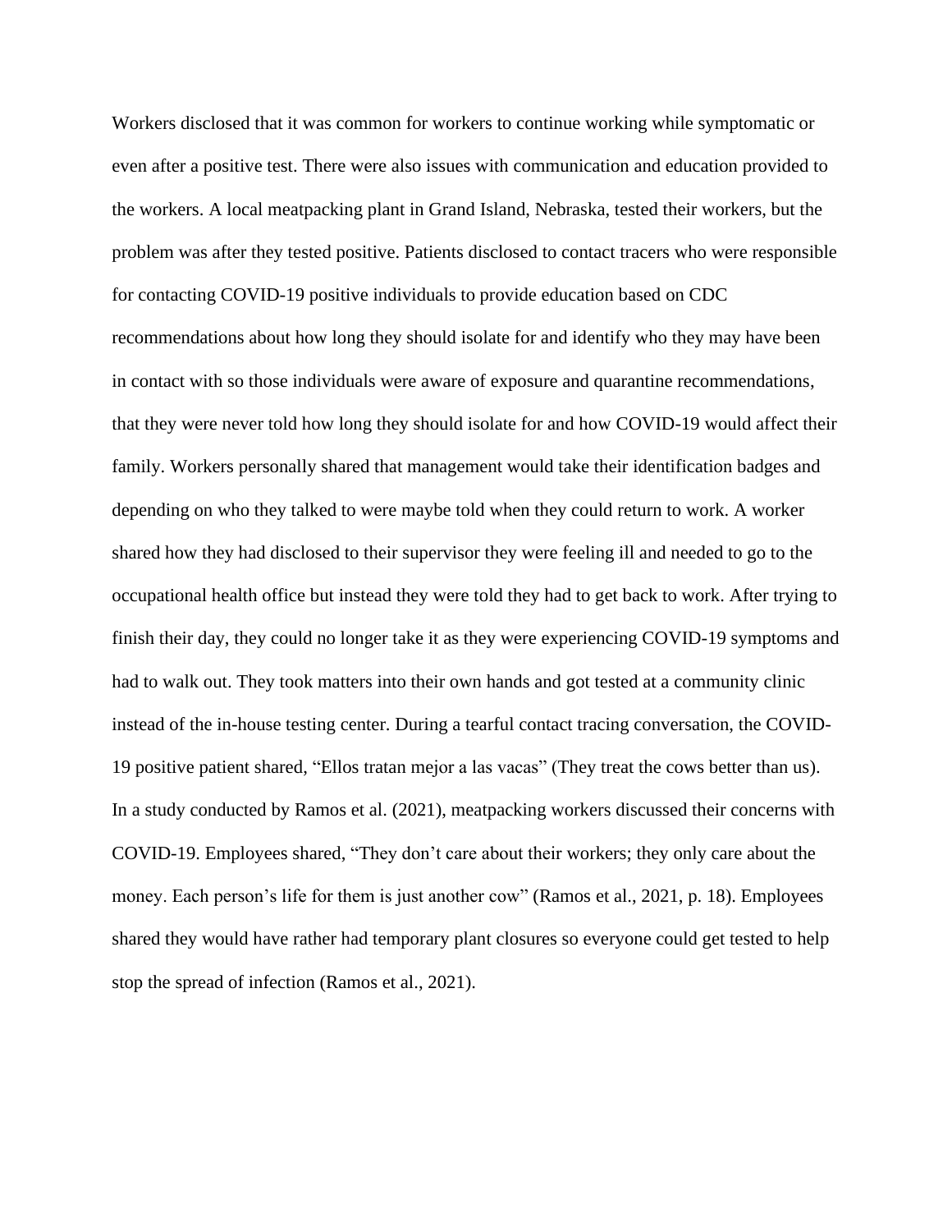Workers disclosed that it was common for workers to continue working while symptomatic or even after a positive test. There were also issues with communication and education provided to the workers. A local meatpacking plant in Grand Island, Nebraska, tested their workers, but the problem was after they tested positive. Patients disclosed to contact tracers who were responsible for contacting COVID-19 positive individuals to provide education based on CDC recommendations about how long they should isolate for and identify who they may have been in contact with so those individuals were aware of exposure and quarantine recommendations, that they were never told how long they should isolate for and how COVID-19 would affect their family. Workers personally shared that management would take their identification badges and depending on who they talked to were maybe told when they could return to work. A worker shared how they had disclosed to their supervisor they were feeling ill and needed to go to the occupational health office but instead they were told they had to get back to work. After trying to finish their day, they could no longer take it as they were experiencing COVID-19 symptoms and had to walk out. They took matters into their own hands and got tested at a community clinic instead of the in-house testing center. During a tearful contact tracing conversation, the COVID-19 positive patient shared, "Ellos tratan mejor a las vacas" (They treat the cows better than us). In a study conducted by Ramos et al. (2021), meatpacking workers discussed their concerns with COVID-19. Employees shared, "They don't care about their workers; they only care about the money. Each person's life for them is just another cow" (Ramos et al., 2021, p. 18). Employees shared they would have rather had temporary plant closures so everyone could get tested to help stop the spread of infection (Ramos et al., 2021).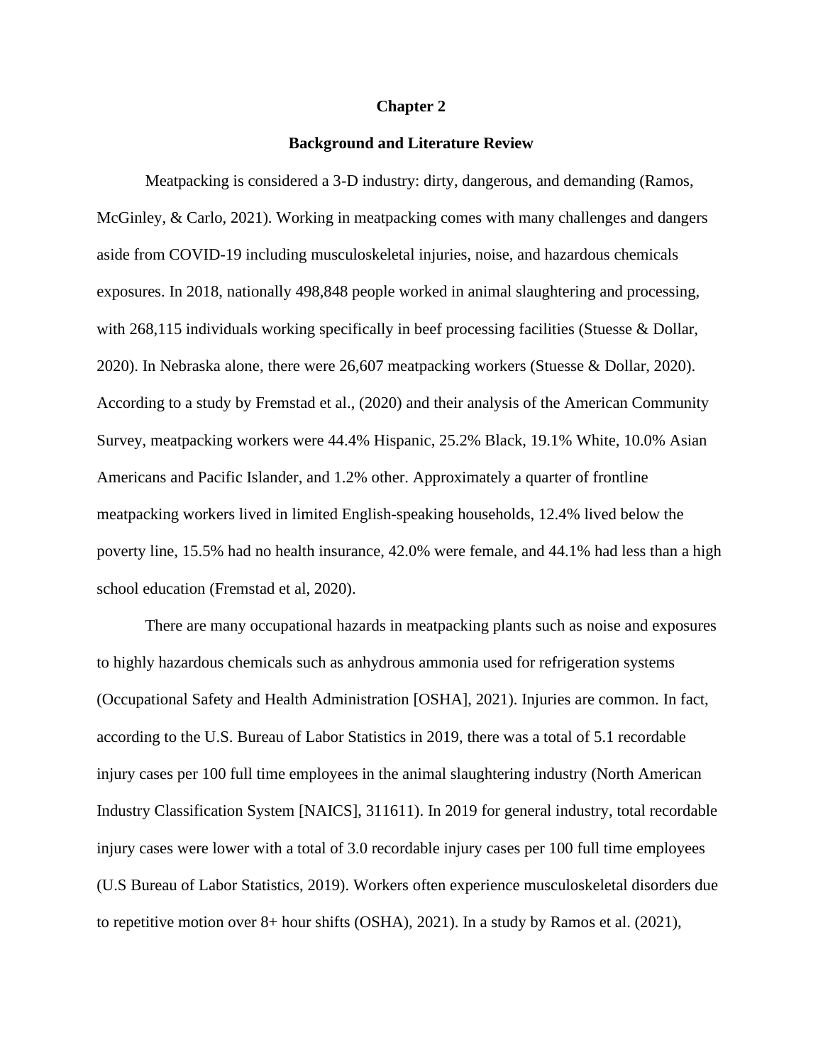# Chapter 2

## Background and Literature Review

Meatpacking is considered a 3-D industry: dirty, dangerous, and demanding (Ramos, McGinley, & Carlo, 2021). Working in meatpacking comes with many challenges and dangers aside from COVID-19 including musculoskeletal injuries, noise, and hazardous chemicals exposures. In 2018, nationally 498,848 people worked in animal slaughtering and processing, with 268,115 individuals working specifically in beef processing facilities (Stuesse & Dollar, 2020). In Nebraska alone, there were 26,607 meatpacking workers (Stuesse & Dollar, 2020). According to a study by Fremstad et al., (2020) and their analysis of the American Community Survey, meatpacking workers were 44.4% Hispanic, 25.2% Black, 19.1% White, 10.0% Asian Americans and Pacific Islander, and 1.2% other. Approximately a quarter of frontline meatpacking workers lived in limited English-speaking households, 12.4% lived below the poverty line, 15.5% had no health insurance, 42.0% were female, and 44.1% had less than a high school education (Fremstad et al, 2020).

There are many occupational hazards in meatpacking plants such as noise and exposures to highly hazardous chemicals such as anhydrous ammonia used for refrigeration systems (Occupational Safety and Health Administration [OSHA], 2021). Injuries are common. In fact, according to the U.S. Bureau of Labor Statistics in 2019, there was a total of 5.1 recordable injury cases per 100 full time employees in the animal slaughtering industry (North American Industry Classification System [NAICS], 311611). In 2019 for general industry, total recordable injury cases were lower with a total of 3.0 recordable injury cases per 100 full time employees (U.S Bureau of Labor Statistics, 2019). Workers often experience musculoskeletal disorders due to repetitive motion over 8+ hour shifts (OSHA), 2021). In a study by Ramos et al. (2021),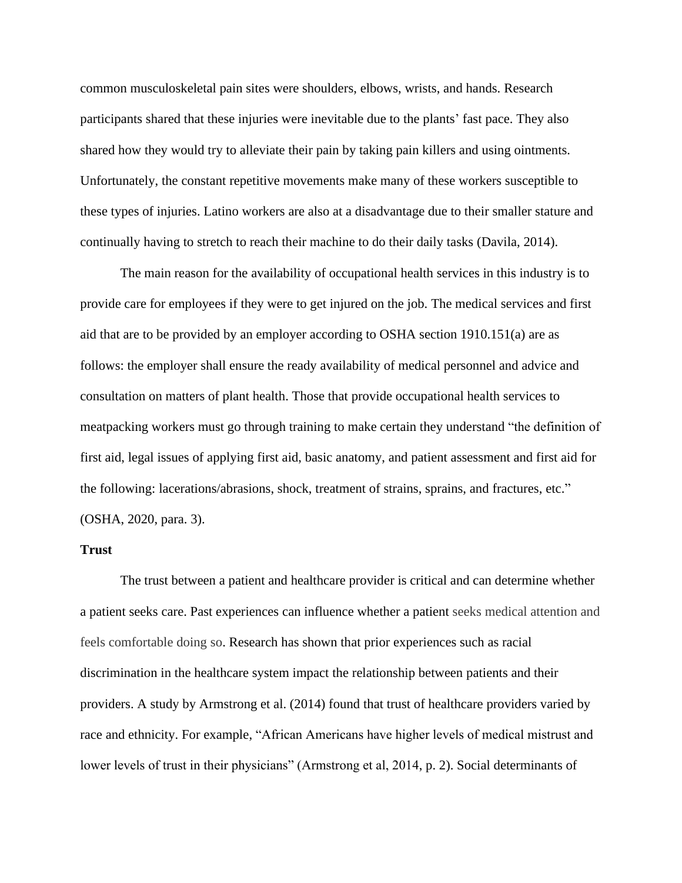common musculoskeletal pain sites were shoulders, elbows, wrists, and hands. Research participants shared that these injuries were inevitable due to the plants' fast pace. They also shared how they would try to alleviate their pain by taking pain killers and using ointments. Unfortunately, the constant repetitive movements make many of these workers susceptible to these types of injuries. Latino workers are also at a disadvantage due to their smaller stature and continually having to stretch to reach their machine to do their daily tasks (Davila, 2014).

The main reason for the availability of occupational health services in this industry is to provide care for employees if they were to get injured on the job. The medical services and first aid that are to be provided by an employer according to OSHA section 1910.151(a) are as follows: the employer shall ensure the ready availability of medical personnel and advice and consultation on matters of plant health. Those that provide occupational health services to meatpacking workers must go through training to make certain they understand "the definition of first aid, legal issues of applying first aid, basic anatomy, and patient assessment and first aid for the following: lacerations/abrasions, shock, treatment of strains, sprains, and fractures, etc." (OSHA, 2020, para. 3).

**Trust**

The trust between a patient and healthcare provider is critical and can determine whether a patient seeks care. Past experiences can influence whether a patient seeks medical attention and feels comfortable doing so. Research has shown that prior experiences such as racial discrimination in the healthcare system impact the relationship between patients and their providers. A study by Armstrong et al. (2014) found that trust of healthcare providers varied by race and ethnicity. For example, "African Americans have higher levels of medical mistrust and lower levels of trust in their physicians" (Armstrong et al, 2014, p. 2). Social determinants of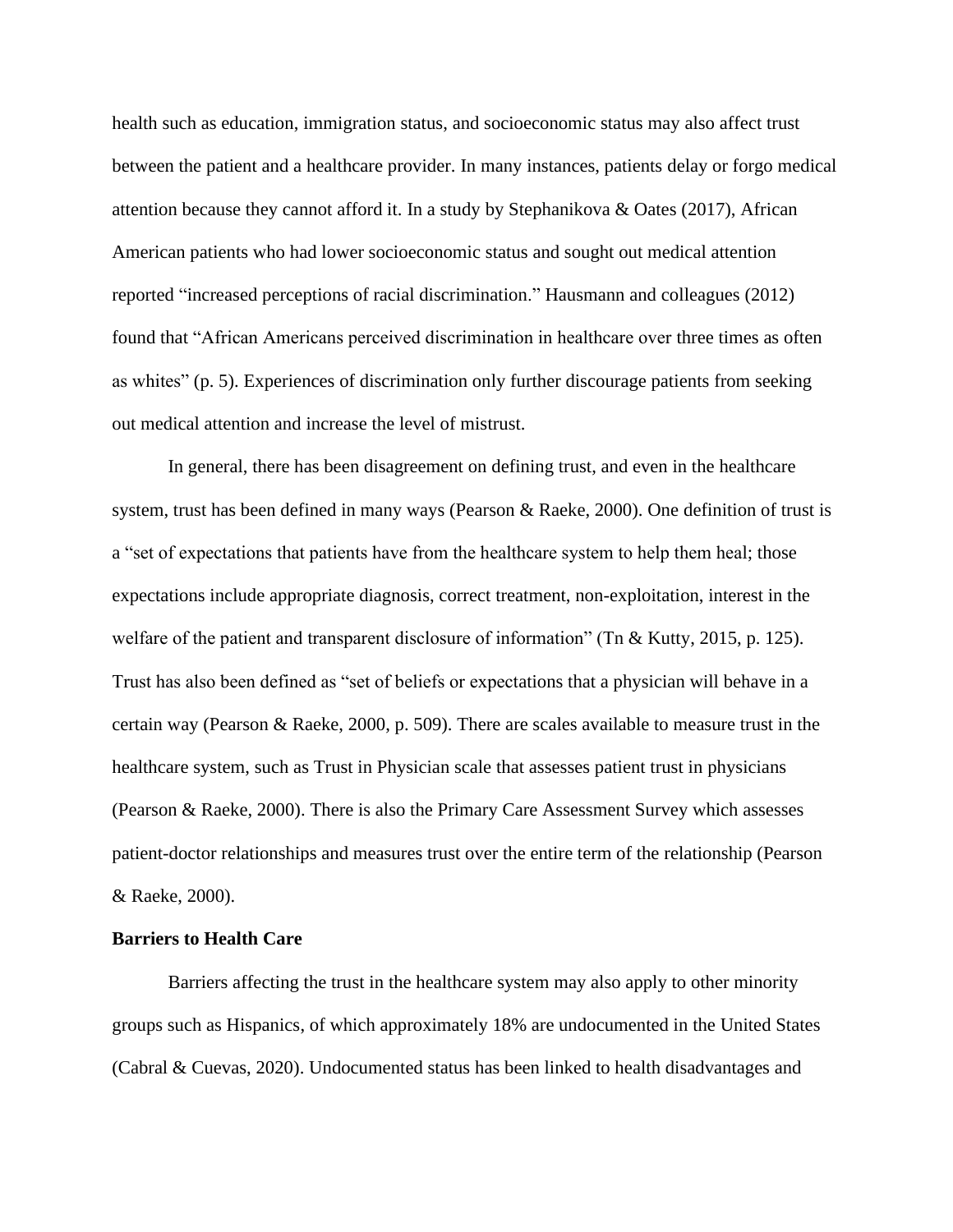health such as education, immigration status, and socioeconomic status may also affect trust between the patient and a healthcare provider. In many instances, patients delay or forgo medical attention because they cannot afford it. In a study by Stephanikova & Oates (2017), African American patients who had lower socioeconomic status and sought out medical attention reported "increased perceptions of racial discrimination." Hausmann and colleagues (2012) found that "African Americans perceived discrimination in healthcare over three times as often as whites" (p. 5). Experiences of discrimination only further discourage patients from seeking out medical attention and increase the level of mistrust.

In general, there has been disagreement on defining trust, and even in the healthcare system, trust has been defined in many ways (Pearson & Raeke, 2000). One definition of trust is a "set of expectations that patients have from the healthcare system to help them heal; those expectations include appropriate diagnosis, correct treatment, non-exploitation, interest in the welfare of the patient and transparent disclosure of information" (Tn & Kutty, 2015, p. 125). Trust has also been defined as "set of beliefs or expectations that a physician will behave in a certain way (Pearson & Raeke, 2000, p. 509). There are scales available to measure trust in the healthcare system, such as Trust in Physician scale that assesses patient trust in physicians (Pearson & Raeke, 2000). There is also the Primary Care Assessment Survey which assesses patient-doctor relationships and measures trust over the entire term of the relationship (Pearson & Raeke, 2000).

**Barriers to Health Care**

Barriers affecting the trust in the healthcare system may also apply to other minority groups such as Hispanics, of which approximately 18% are undocumented in the United States (Cabral & Cuevas, 2020). Undocumented status has been linked to health disadvantages and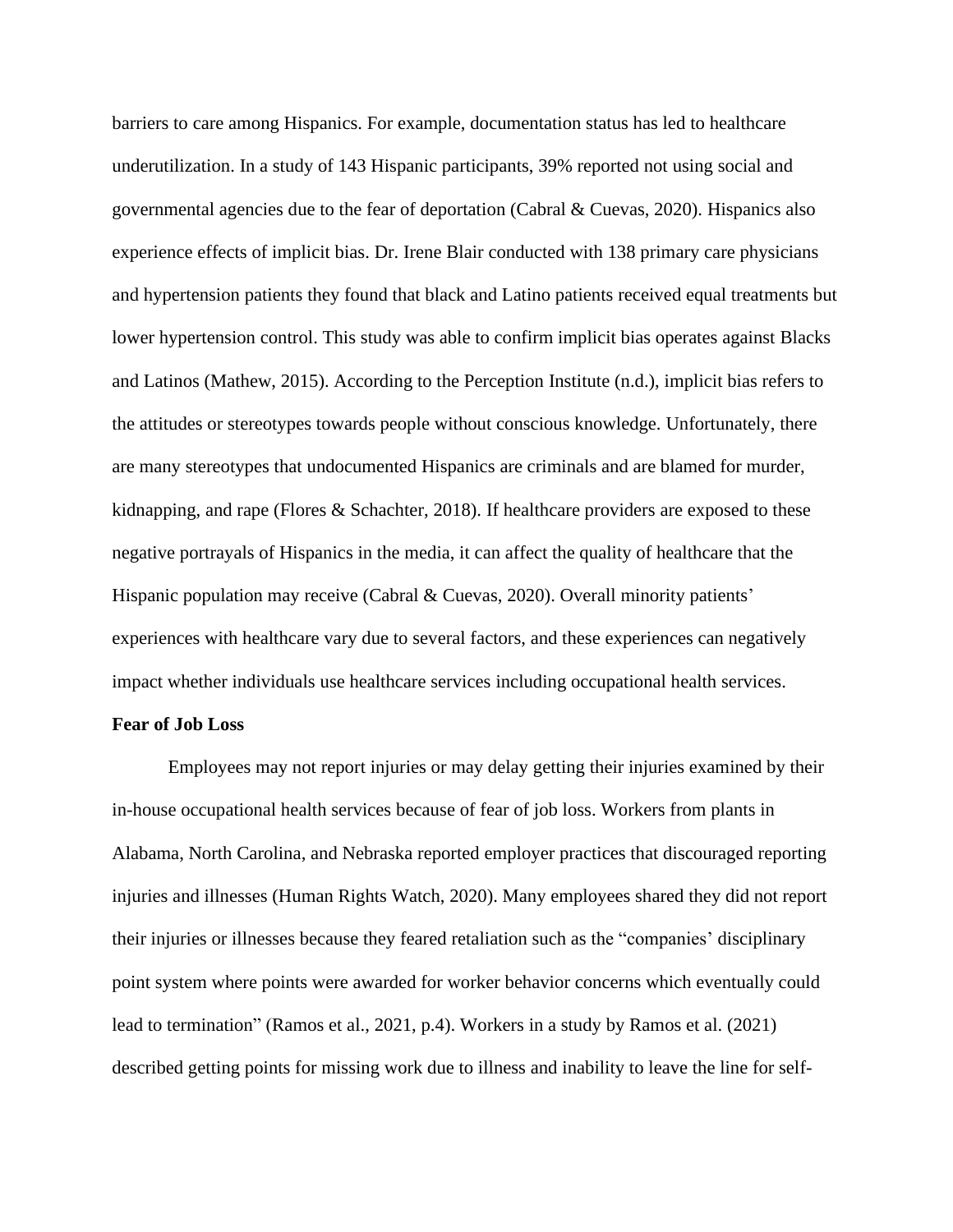barriers to care among Hispanics. For example, documentation status has led to healthcare underutilization. In a study of 143 Hispanic participants, 39% reported not using social and governmental agencies due to the fear of deportation (Cabral & Cuevas, 2020). Hispanics also experience effects of implicit bias. Dr. Irene Blair conducted with 138 primary care physicians and hypertension patients they found that black and Latino patients received equal treatments but lower hypertension control. This study was able to confirm implicit bias operates against Blacks and Latinos (Mathew, 2015). According to the Perception Institute (n.d.), implicit bias refers to the attitudes or stereotypes towards people without conscious knowledge. Unfortunately, there are many stereotypes that undocumented Hispanics are criminals and are blamed for murder, kidnapping, and rape (Flores & Schachter, 2018). If healthcare providers are exposed to these negative portrayals of Hispanics in the media, it can affect the quality of healthcare that the Hispanic population may receive (Cabral & Cuevas, 2020). Overall minority patients' experiences with healthcare vary due to several factors, and these experiences can negatively impact whether individuals use healthcare services including occupational health services.

**Fear of Job Loss**

Employees may not report injuries or may delay getting their injuries examined by their in-house occupational health services because of fear of job loss. Workers from plants in Alabama, North Carolina, and Nebraska reported employer practices that discouraged reporting injuries and illnesses (Human Rights Watch, 2020). Many employees shared they did not report their injuries or illnesses because they feared retaliation such as the "companies' disciplinary point system where points were awarded for worker behavior concerns which eventually could lead to termination" (Ramos et al., 2021, p.4). Workers in a study by Ramos et al. (2021) described getting points for missing work due to illness and inability to leave the line for self-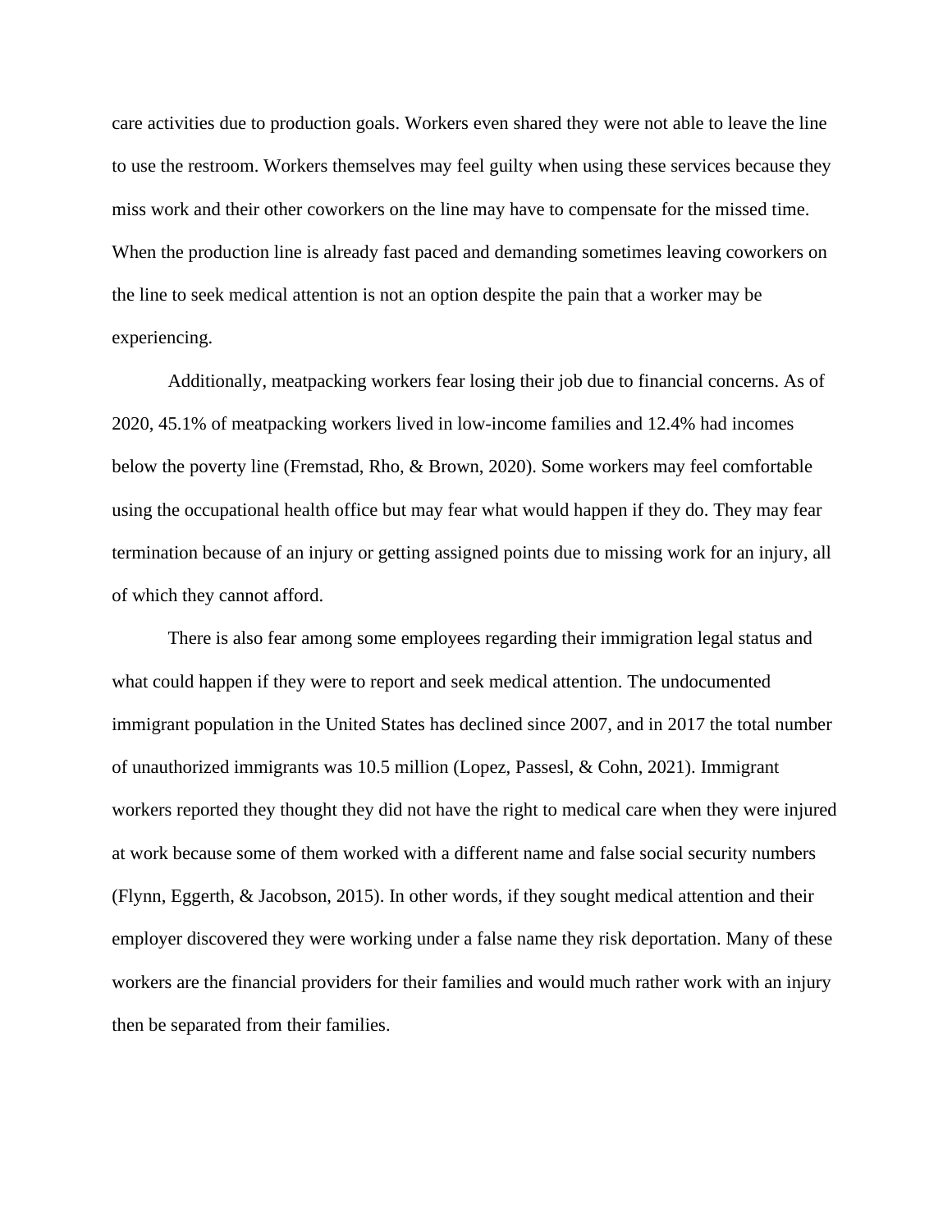care activities due to production goals. Workers even shared they were not able to leave the line to use the restroom. Workers themselves may feel guilty when using these services because they miss work and their other coworkers on the line may have to compensate for the missed time. When the production line is already fast paced and demanding sometimes leaving coworkers on the line to seek medical attention is not an option despite the pain that a worker may be experiencing.

Additionally, meatpacking workers fear losing their job due to financial concerns. As of 2020, 45.1% of meatpacking workers lived in low-income families and 12.4% had incomes below the poverty line (Fremstad, Rho, & Brown, 2020). Some workers may feel comfortable using the occupational health office but may fear what would happen if they do. They may fear termination because of an injury or getting assigned points due to missing work for an injury, all of which they cannot afford.

There is also fear among some employees regarding their immigration legal status and what could happen if they were to report and seek medical attention. The undocumented immigrant population in the United States has declined since 2007, and in 2017 the total number of unauthorized immigrants was 10.5 million (Lopez, Passesl, & Cohn, 2021). Immigrant workers reported they thought they did not have the right to medical care when they were injured at work because some of them worked with a different name and false social security numbers (Flynn, Eggerth, & Jacobson, 2015). In other words, if they sought medical attention and their employer discovered they were working under a false name they risk deportation. Many of these workers are the financial providers for their families and would much rather work with an injury then be separated from their families.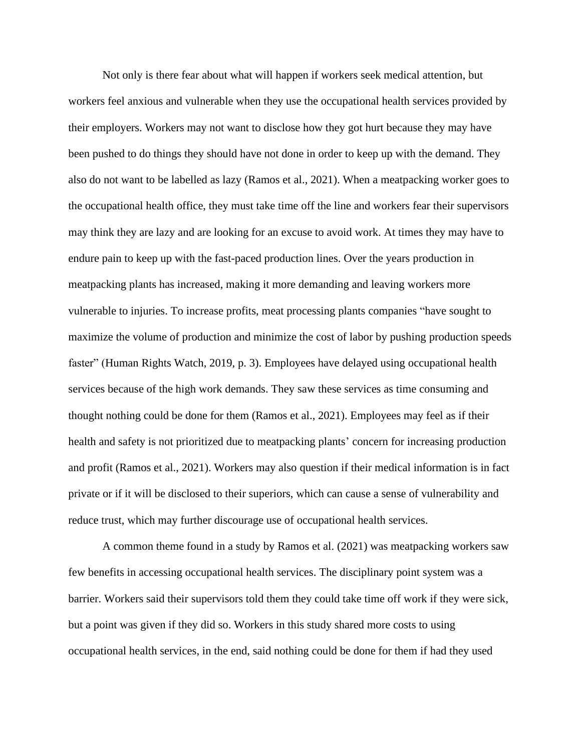Not only is there fear about what will happen if workers seek medical attention, but workers feel anxious and vulnerable when they use the occupational health services provided by their employers. Workers may not want to disclose how they got hurt because they may have been pushed to do things they should have not done in order to keep up with the demand. They also do not want to be labelled as lazy (Ramos et al., 2021). When a meatpacking worker goes to the occupational health office, they must take time off the line and workers fear their supervisors may think they are lazy and are looking for an excuse to avoid work. At times they may have to endure pain to keep up with the fast-paced production lines. Over the years production in meatpacking plants has increased, making it more demanding and leaving workers more vulnerable to injuries. To increase profits, meat processing plants companies "have sought to maximize the volume of production and minimize the cost of labor by pushing production speeds faster" (Human Rights Watch, 2019, p. 3). Employees have delayed using occupational health services because of the high work demands. They saw these services as time consuming and thought nothing could be done for them (Ramos et al., 2021). Employees may feel as if their health and safety is not prioritized due to meatpacking plants' concern for increasing production and profit (Ramos et al., 2021). Workers may also question if their medical information is in fact private or if it will be disclosed to their superiors, which can cause a sense of vulnerability and reduce trust, which may further discourage use of occupational health services.

A common theme found in a study by Ramos et al. (2021) was meatpacking workers saw few benefits in accessing occupational health services. The disciplinary point system was a barrier. Workers said their supervisors told them they could take time off work if they were sick, but a point was given if they did so. Workers in this study shared more costs to using occupational health services, in the end, said nothing could be done for them if had they used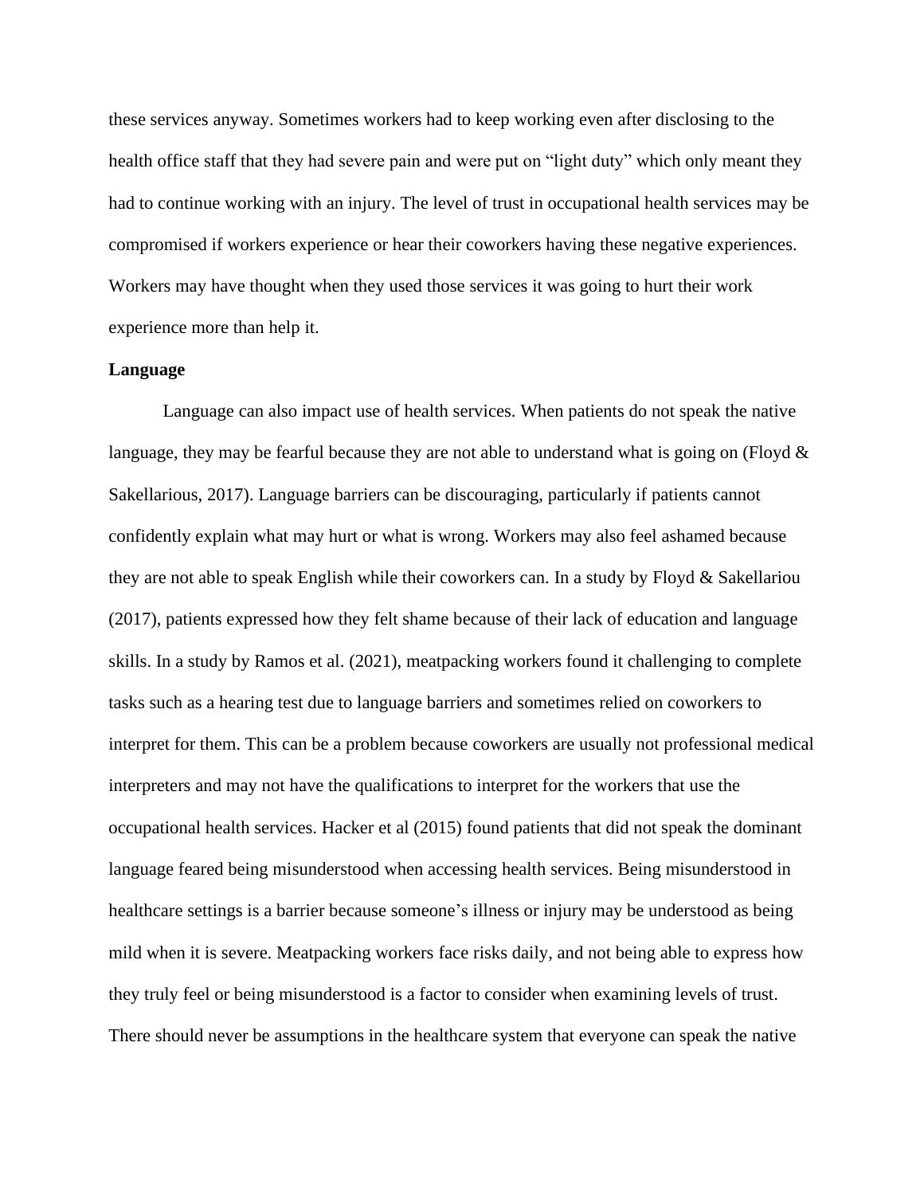these services anyway. Sometimes workers had to keep working even after disclosing to the health office staff that they had severe pain and were put on "light duty" which only meant they had to continue working with an injury. The level of trust in occupational health services may be compromised if workers experience or hear their coworkers having these negative experiences. Workers may have thought when they used those services it was going to hurt their work experience more than help it.

**Language**

Language can also impact use of health services. When patients do not speak the native language, they may be fearful because they are not able to understand what is going on (Floyd & Sakellarious, 2017). Language barriers can be discouraging, particularly if patients cannot confidently explain what may hurt or what is wrong. Workers may also feel ashamed because they are not able to speak English while their coworkers can. In a study by Floyd & Sakellariou (2017), patients expressed how they felt shame because of their lack of education and language skills. In a study by Ramos et al. (2021), meatpacking workers found it challenging to complete tasks such as a hearing test due to language barriers and sometimes relied on coworkers to interpret for them. This can be a problem because coworkers are usually not professional medical interpreters and may not have the qualifications to interpret for the workers that use the occupational health services. Hacker et al (2015) found patients that did not speak the dominant language feared being misunderstood when accessing health services. Being misunderstood in healthcare settings is a barrier because someone's illness or injury may be understood as being mild when it is severe. Meatpacking workers face risks daily, and not being able to express how they truly feel or being misunderstood is a factor to consider when examining levels of trust. There should never be assumptions in the healthcare system that everyone can speak the native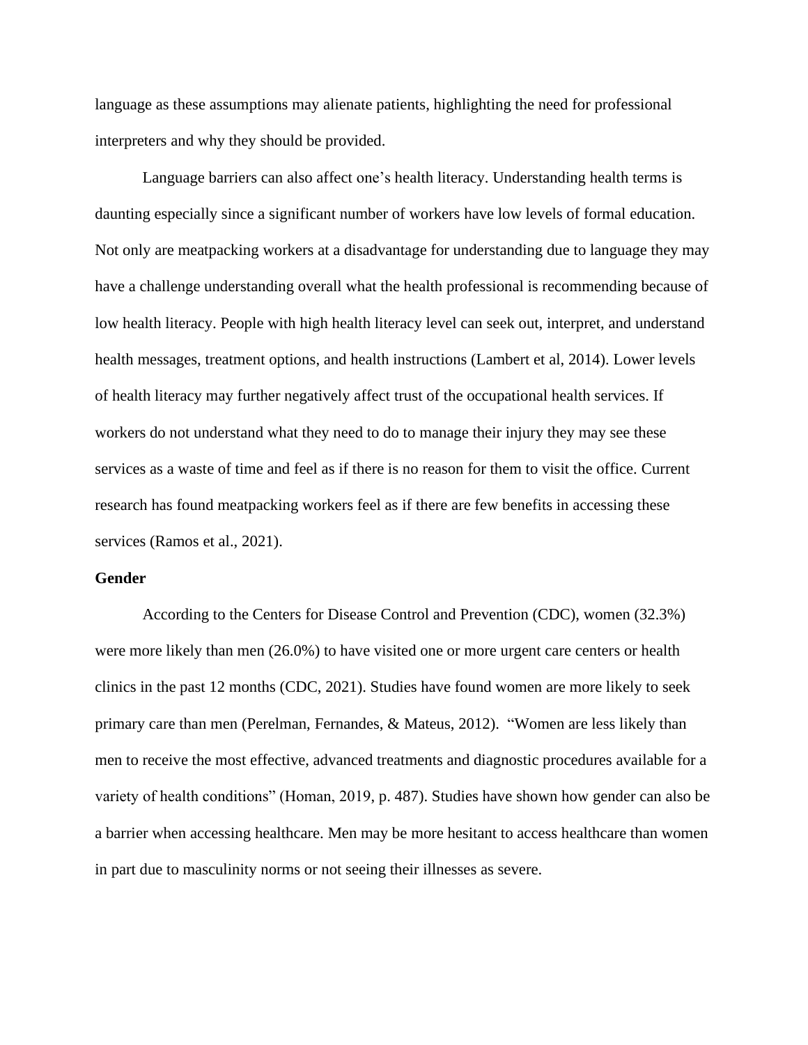language as these assumptions may alienate patients, highlighting the need for professional interpreters and why they should be provided.

Language barriers can also affect one's health literacy. Understanding health terms is daunting especially since a significant number of workers have low levels of formal education. Not only are meatpacking workers at a disadvantage for understanding due to language they may have a challenge understanding overall what the health professional is recommending because of low health literacy. People with high health literacy level can seek out, interpret, and understand health messages, treatment options, and health instructions (Lambert et al, 2014). Lower levels of health literacy may further negatively affect trust of the occupational health services. If workers do not understand what they need to do to manage their injury they may see these services as a waste of time and feel as if there is no reason for them to visit the office. Current research has found meatpacking workers feel as if there are few benefits in accessing these services (Ramos et al., 2021).

**Gender**

According to the Centers for Disease Control and Prevention (CDC), women (32.3%) were more likely than men (26.0%) to have visited one or more urgent care centers or health clinics in the past 12 months (CDC, 2021). Studies have found women are more likely to seek primary care than men (Perelman, Fernandes, & Mateus, 2012). "Women are less likely than men to receive the most effective, advanced treatments and diagnostic procedures available for a variety of health conditions" (Homan, 2019, p. 487). Studies have shown how gender can also be a barrier when accessing healthcare. Men may be more hesitant to access healthcare than women in part due to masculinity norms or not seeing their illnesses as severe.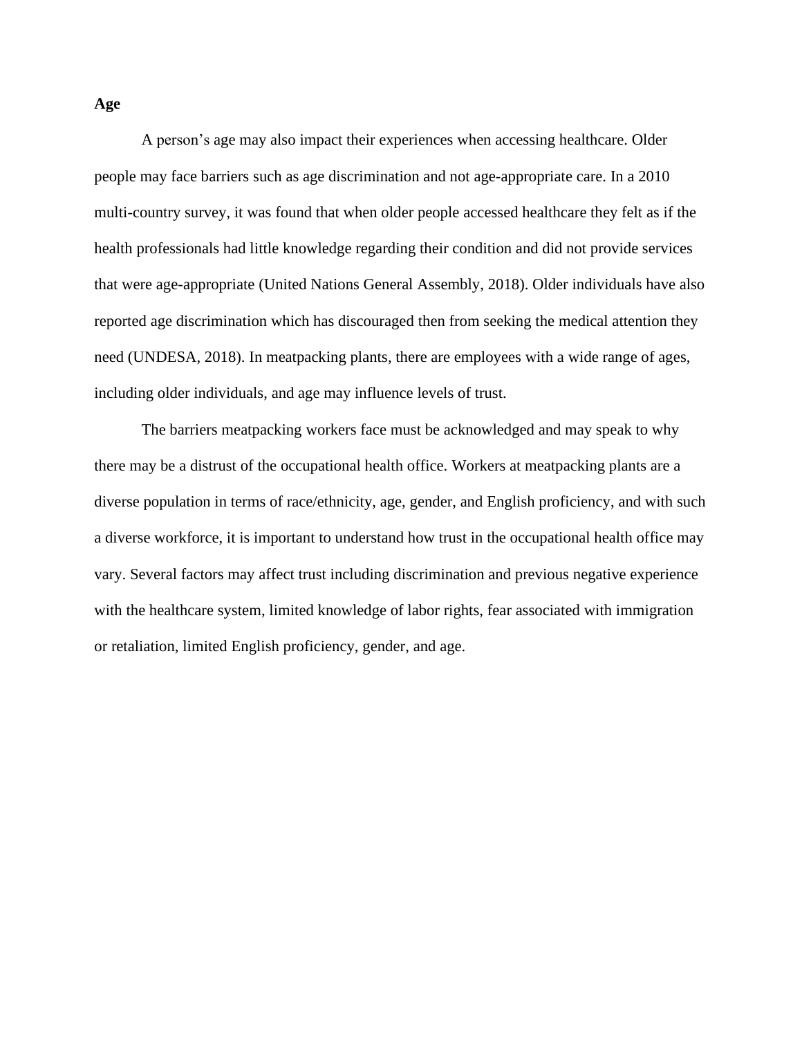**Age**

A person's age may also impact their experiences when accessing healthcare. Older people may face barriers such as age discrimination and not age-appropriate care. In a 2010 multi-country survey, it was found that when older people accessed healthcare they felt as if the health professionals had little knowledge regarding their condition and did not provide services that were age-appropriate (United Nations General Assembly, 2018). Older individuals have also reported age discrimination which has discouraged then from seeking the medical attention they need (UNDESA, 2018). In meatpacking plants, there are employees with a wide range of ages, including older individuals, and age may influence levels of trust.

The barriers meatpacking workers face must be acknowledged and may speak to why there may be a distrust of the occupational health office. Workers at meatpacking plants are a diverse population in terms of race/ethnicity, age, gender, and English proficiency, and with such a diverse workforce, it is important to understand how trust in the occupational health office may vary. Several factors may affect trust including discrimination and previous negative experience with the healthcare system, limited knowledge of labor rights, fear associated with immigration or retaliation, limited English proficiency, gender, and age.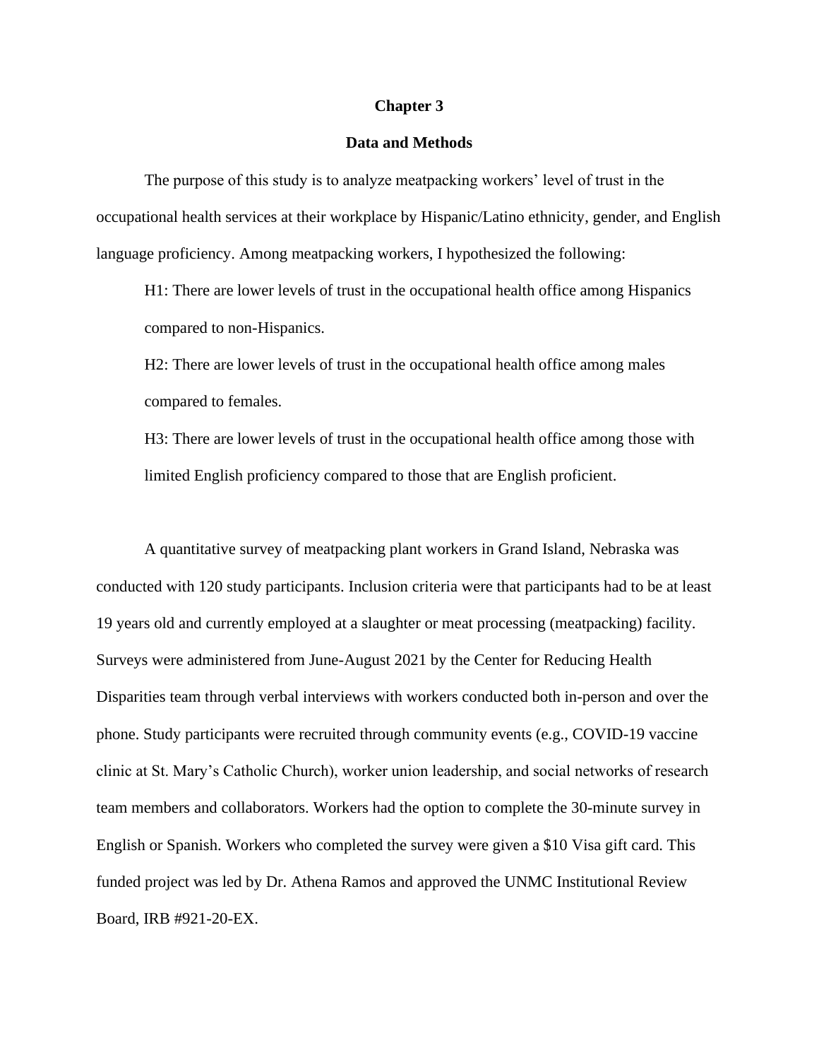# Chapter 3

## Data and Methods

The purpose of this study is to analyze meatpacking workers' level of trust in the occupational health services at their workplace by Hispanic/Latino ethnicity, gender, and English language proficiency. Among meatpacking workers, I hypothesized the following:

H1: There are lower levels of trust in the occupational health office among Hispanics compared to non-Hispanics.

H2: There are lower levels of trust in the occupational health office among males compared to females.

H3: There are lower levels of trust in the occupational health office among those with limited English proficiency compared to those that are English proficient.

A quantitative survey of meatpacking plant workers in Grand Island, Nebraska was conducted with 120 study participants. Inclusion criteria were that participants had to be at least 19 years old and currently employed at a slaughter or meat processing (meatpacking) facility. Surveys were administered from June-August 2021 by the Center for Reducing Health Disparities team through verbal interviews with workers conducted both in-person and over the phone. Study participants were recruited through community events (e.g., COVID-19 vaccine clinic at St. Mary's Catholic Church), worker union leadership, and social networks of research team members and collaborators. Workers had the option to complete the 30-minute survey in English or Spanish. Workers who completed the survey were given a $10 Visa gift card. This funded project was led by Dr. Athena Ramos and approved the UNMC Institutional Review Board, IRB #921-20-EX.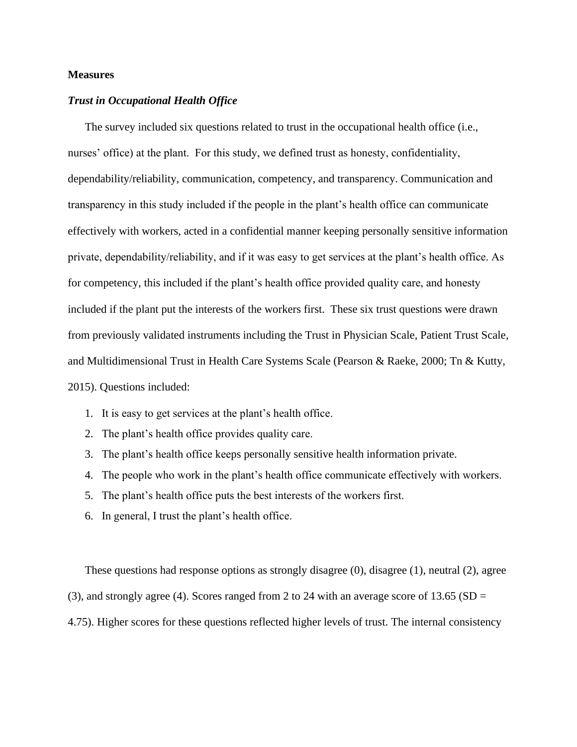**Measures**

***Trust in Occupational Health Office***

The survey included six questions related to trust in the occupational health office (i.e., nurses' office) at the plant. For this study, we defined trust as honesty, confidentiality, dependability/reliability, communication, competency, and transparency. Communication and transparency in this study included if the people in the plant's health office can communicate effectively with workers, acted in a confidential manner keeping personally sensitive information private, dependability/reliability, and if it was easy to get services at the plant's health office. As for competency, this included if the plant's health office provided quality care, and honesty included if the plant put the interests of the workers first. These six trust questions were drawn from previously validated instruments including the Trust in Physician Scale, Patient Trust Scale, and Multidimensional Trust in Health Care Systems Scale (Pearson & Raeke, 2000; Tn & Kutty, 2015). Questions included:

1. It is easy to get services at the plant's health office.
2. The plant's health office provides quality care.
3. The plant's health office keeps personally sensitive health information private.
4. The people who work in the plant's health office communicate effectively with workers.
5. The plant's health office puts the best interests of the workers first.
6. In general, I trust the plant's health office.

These questions had response options as strongly disagree (0), disagree (1), neutral (2), agree (3), and strongly agree (4). Scores ranged from 2 to 24 with an average score of 13.65 (SD = 4.75). Higher scores for these questions reflected higher levels of trust. The internal consistency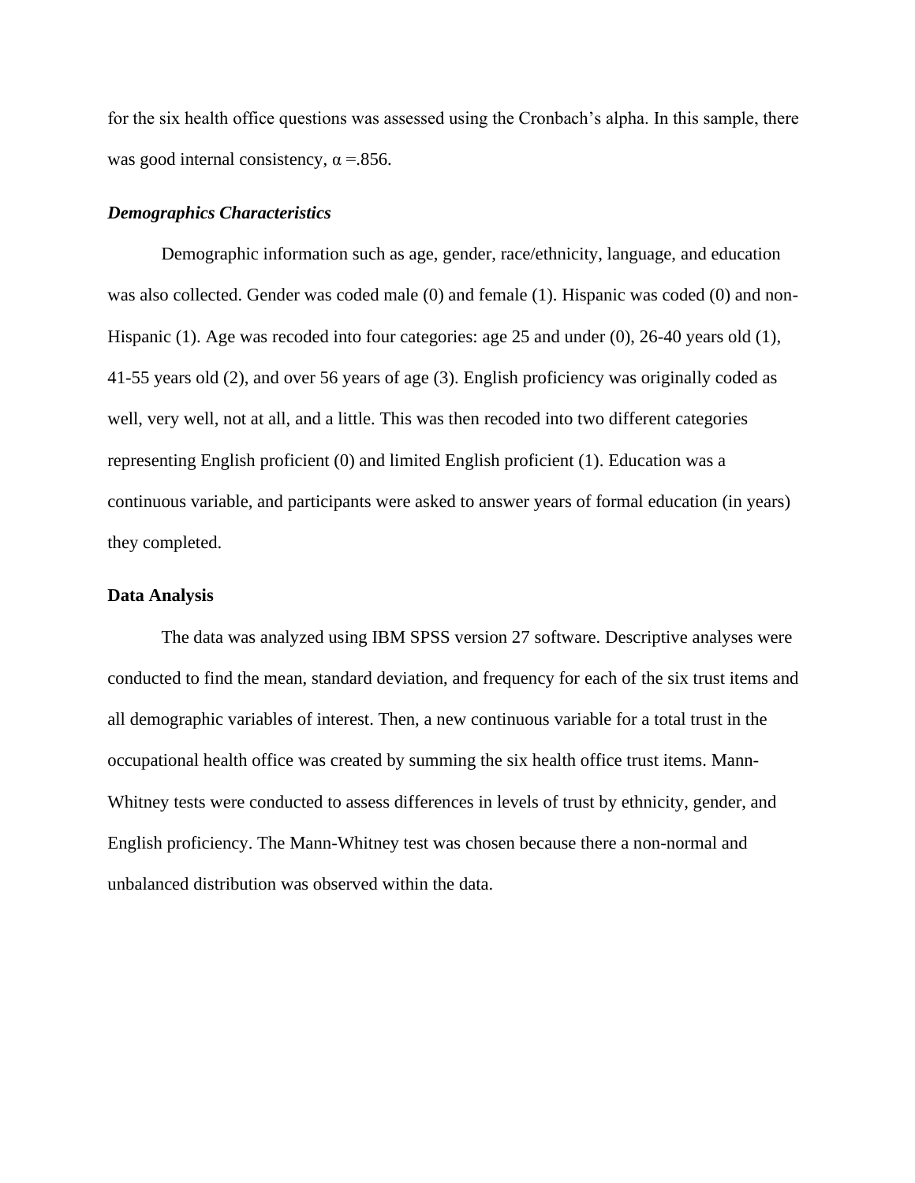for the six health office questions was assessed using the Cronbach's alpha. In this sample, there was good internal consistency, $\alpha$ =.856.

***Demographics Characteristics***

Demographic information such as age, gender, race/ethnicity, language, and education was also collected. Gender was coded male (0) and female (1). Hispanic was coded (0) and non-Hispanic (1). Age was recoded into four categories: age 25 and under (0), 26-40 years old (1), 41-55 years old (2), and over 56 years of age (3). English proficiency was originally coded as well, very well, not at all, and a little. This was then recoded into two different categories representing English proficient (0) and limited English proficient (1). Education was a continuous variable, and participants were asked to answer years of formal education (in years) they completed.

**Data Analysis**

The data was analyzed using IBM SPSS version 27 software. Descriptive analyses were conducted to find the mean, standard deviation, and frequency for each of the six trust items and all demographic variables of interest. Then, a new continuous variable for a total trust in the occupational health office was created by summing the six health office trust items. Mann-Whitney tests were conducted to assess differences in levels of trust by ethnicity, gender, and English proficiency. The Mann-Whitney test was chosen because there a non-normal and unbalanced distribution was observed within the data.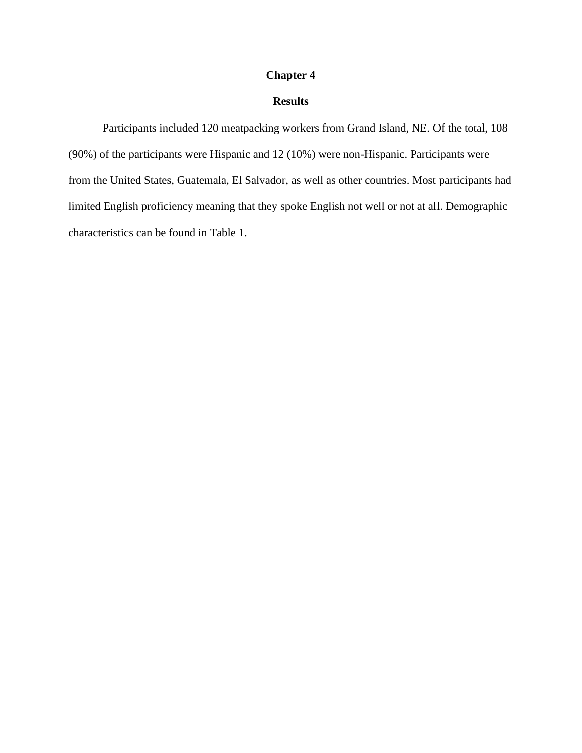# Chapter 4

## Results

Participants included 120 meatpacking workers from Grand Island, NE. Of the total, 108 (90%) of the participants were Hispanic and 12 (10%) were non-Hispanic. Participants were from the United States, Guatemala, El Salvador, as well as other countries. Most participants had limited English proficiency meaning that they spoke English not well or not at all. Demographic characteristics can be found in Table 1.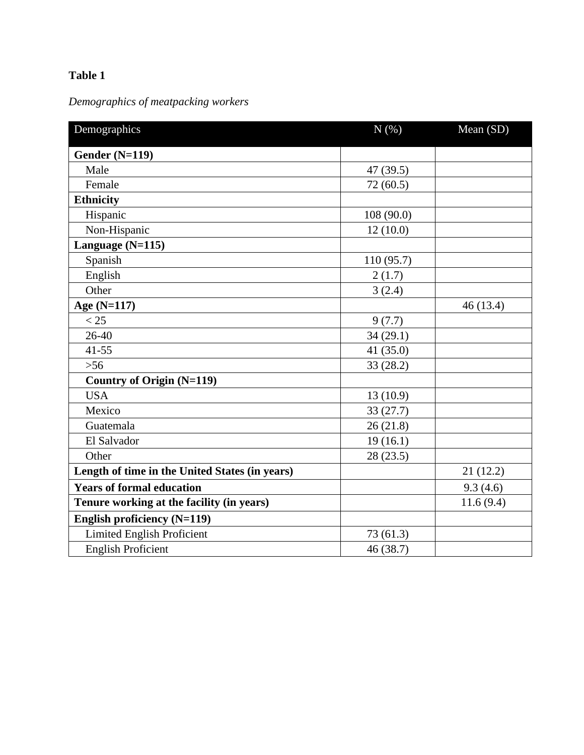**Table 1**

*Demographics of meatpacking workers*

| Demographics | N (%) | Mean (SD) |
|---|---|---|
| **Gender (N=119)** | | |
| Male | 47 (39.5) | |
| Female | 72 (60.5) | |
| **Ethnicity** | | |
| Hispanic | 108 (90.0) | |
| Non-Hispanic | 12 (10.0) | |
| **Language (N=115)** | | |
| Spanish | 110 (95.7) | |
| English | 2 (1.7) | |
| Other | 3 (2.4) | |
| **Age (N=117)** | | 46 (13.4) |
| < 25 | 9 (7.7) | |
| 26-40 | 34 (29.1) | |
| 41-55 | 41 (35.0) | |
| >56 | 33 (28.2) | |
| **Country of Origin (N=119)** | | |
| USA | 13 (10.9) | |
| Mexico | 33 (27.7) | |
| Guatemala | 26 (21.8) | |
| El Salvador | 19 (16.1) | |
| Other | 28 (23.5) | |
| **Length of time in the United States (in years)** | | 21 (12.2) |
| **Years of formal education** | | 9.3 (4.6) |
| **Tenure working at the facility (in years)** | | 11.6 (9.4) |
| **English proficiency (N=119)** | | |
| Limited English Proficient | 73 (61.3) | |
| English Proficient | 46 (38.7) | |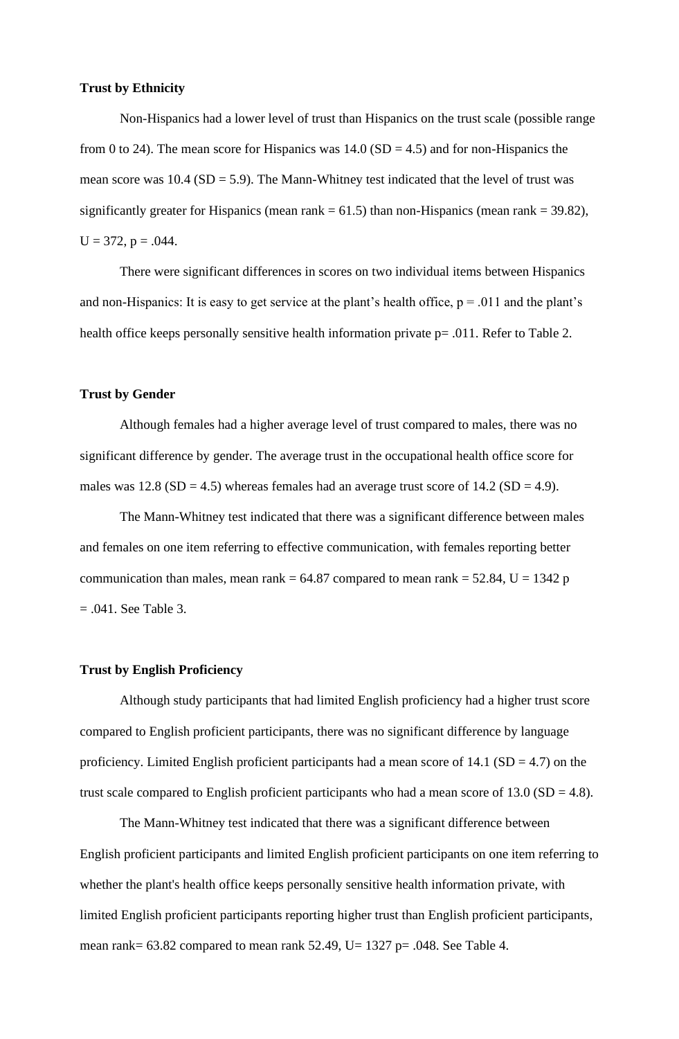**Trust by Ethnicity**

Non-Hispanics had a lower level of trust than Hispanics on the trust scale (possible range from 0 to 24). The mean score for Hispanics was 14.0 ($SD = 4.5$) and for non-Hispanics the mean score was 10.4 ($SD = 5.9$). The Mann-Whitney test indicated that the level of trust was significantly greater for Hispanics (mean rank = 61.5) than non-Hispanics (mean rank = 39.82), $U = 372$, $p = .044$.

There were significant differences in scores on two individual items between Hispanics and non-Hispanics: It is easy to get service at the plant's health office, $p = .011$ and the plant's health office keeps personally sensitive health information private $p = .011$. Refer to Table 2.

**Trust by Gender**

Although females had a higher average level of trust compared to males, there was no significant difference by gender. The average trust in the occupational health office score for males was 12.8 ($SD = 4.5$) whereas females had an average trust score of 14.2 ($SD = 4.9$).

The Mann-Whitney test indicated that there was a significant difference between males and females on one item referring to effective communication, with females reporting better communication than males, mean rank = 64.87 compared to mean rank = 52.84, $U = 1342$ $p = .041$. See Table 3.

**Trust by English Proficiency**

Although study participants that had limited English proficiency had a higher trust score compared to English proficient participants, there was no significant difference by language proficiency. Limited English proficient participants had a mean score of 14.1 ($SD = 4.7$) on the trust scale compared to English proficient participants who had a mean score of 13.0 ($SD = 4.8$).

The Mann-Whitney test indicated that there was a significant difference between English proficient participants and limited English proficient participants on one item referring to whether the plant's health office keeps personally sensitive health information private, with limited English proficient participants reporting higher trust than English proficient participants, mean rank= 63.82 compared to mean rank 52.49, $U = 1327$ $p = .048$. See Table 4.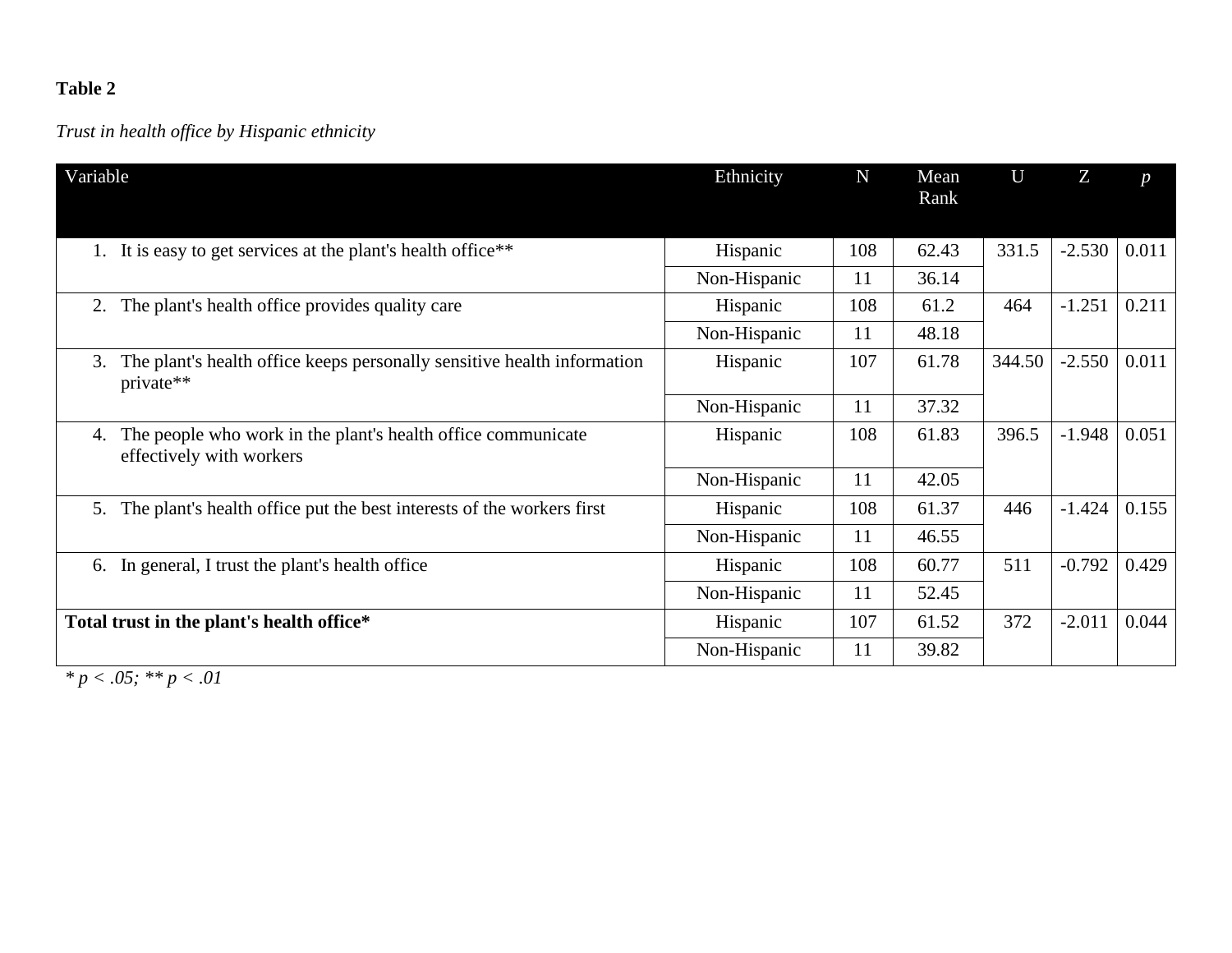**Table 2**

*Trust in health office by Hispanic ethnicity*

| Variable | Ethnicity | N | Mean Rank | U | Z | *p* |
|---|---|---|---|---|---|---|
| 1. It is easy to get services at the plant's health office** | Hispanic | 108 | 62.43 | 331.5 | -2.530 | 0.011 |
| | Non-Hispanic | 11 | 36.14 | | | |
| 2. The plant's health office provides quality care | Hispanic | 108 | 61.2 | 464 | -1.251 | 0.211 |
| | Non-Hispanic | 11 | 48.18 | | | |
| 3. The plant's health office keeps personally sensitive health information private** | Hispanic | 107 | 61.78 | 344.50 | -2.550 | 0.011 |
| | Non-Hispanic | 11 | 37.32 | | | |
| 4. The people who work in the plant's health office communicate effectively with workers | Hispanic | 108 | 61.83 | 396.5 | -1.948 | 0.051 |
| | Non-Hispanic | 11 | 42.05 | | | |
| 5. The plant's health office put the best interests of the workers first | Hispanic | 108 | 61.37 | 446 | -1.424 | 0.155 |
| | Non-Hispanic | 11 | 46.55 | | | |
| 6. In general, I trust the plant's health office | Hispanic | 108 | 60.77 | 511 | -0.792 | 0.429 |
| | Non-Hispanic | 11 | 52.45 | | | |
| **Total trust in the plant's health office*** | Hispanic | 107 | 61.52 | 372 | -2.011 | 0.044 |
| | Non-Hispanic | 11 | 39.82 | | | |

* $p < .05$; ** $p < .01$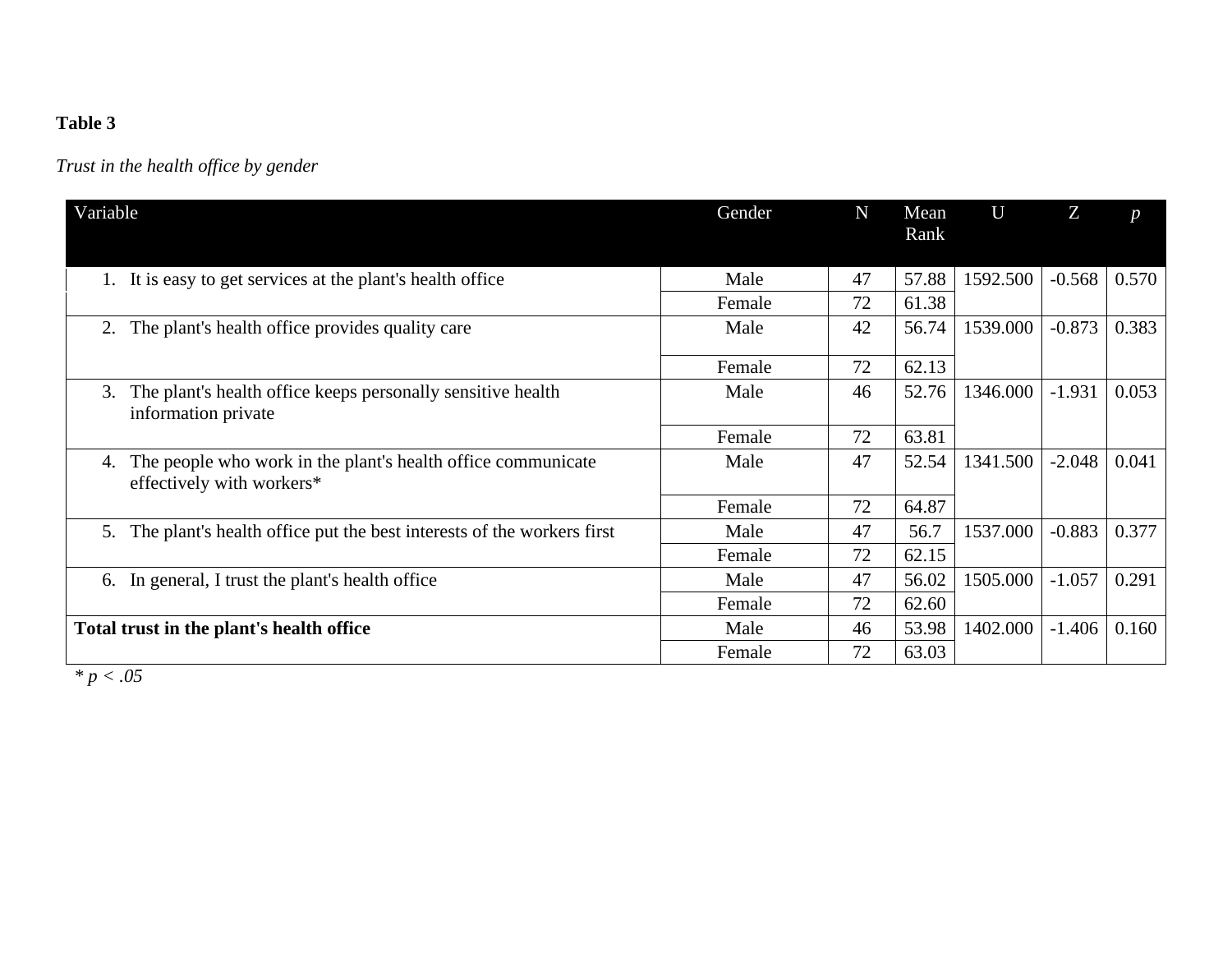**Table 3**

*Trust in the health office by gender*

| Variable | Gender | N | Mean Rank | U | Z | *p* |
|---|---|---|---|---|---|---|
| 1. It is easy to get services at the plant's health office | Male | 47 | 57.88 | 1592.500 | -0.568 | 0.570 |
| | Female | 72 | 61.38 | | | |
| 2. The plant's health office provides quality care | Male | 42 | 56.74 | 1539.000 | -0.873 | 0.383 |
| | Female | 72 | 62.13 | | | |
| 3. The plant's health office keeps personally sensitive health information private | Male | 46 | 52.76 | 1346.000 | -1.931 | 0.053 |
| | Female | 72 | 63.81 | | | |
| 4. The people who work in the plant's health office communicate effectively with workers* | Male | 47 | 52.54 | 1341.500 | -2.048 | 0.041 |
| | Female | 72 | 64.87 | | | |
| 5. The plant's health office put the best interests of the workers first | Male | 47 | 56.7 | 1537.000 | -0.883 | 0.377 |
| | Female | 72 | 62.15 | | | |
| 6. In general, I trust the plant's health office | Male | 47 | 56.02 | 1505.000 | -1.057 | 0.291 |
| | Female | 72 | 62.60 | | | |
| **Total trust in the plant's health office** | Male | 46 | 53.98 | 1402.000 | -1.406 | 0.160 |
| | Female | 72 | 63.03 | | | |

\* $p < .05$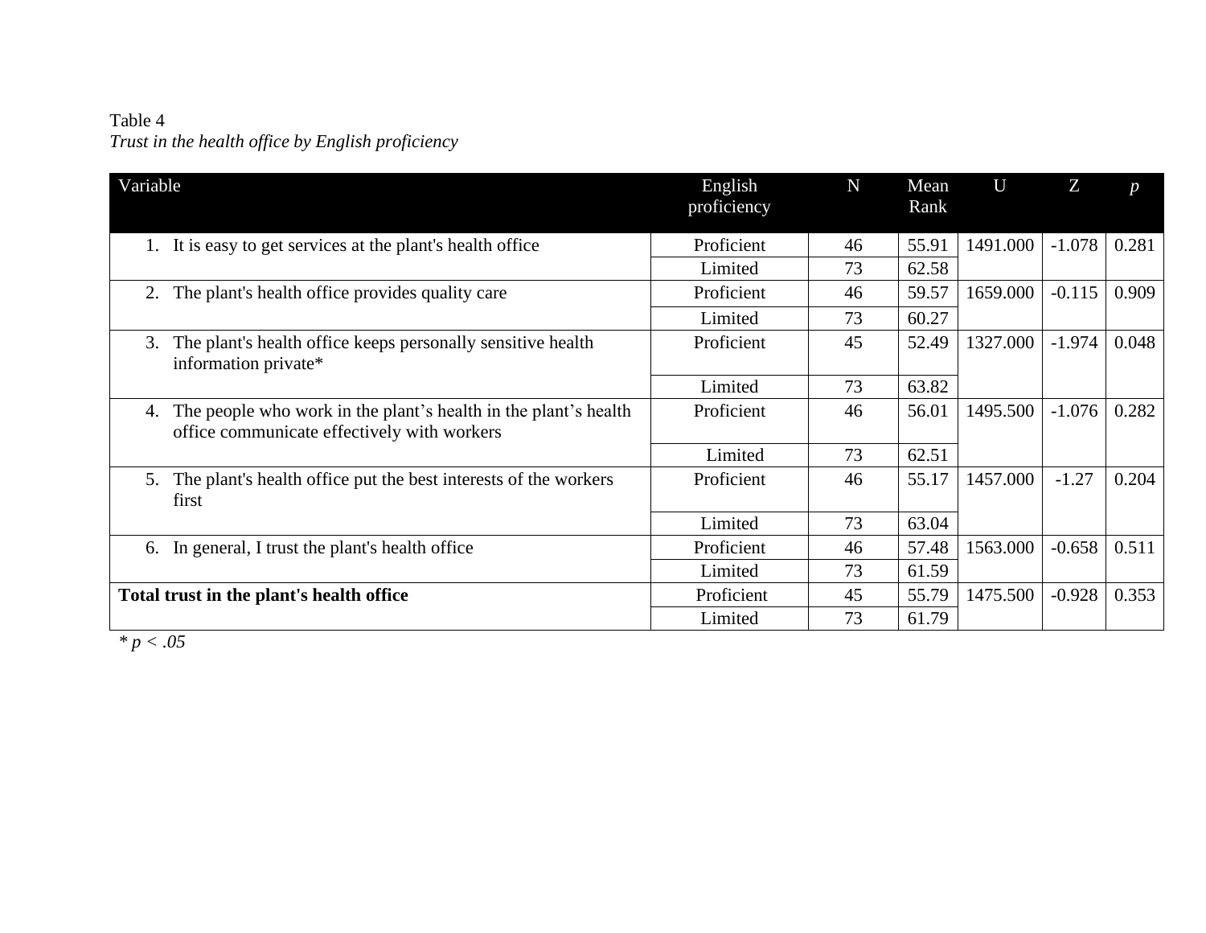Table 4

*Trust in the health office by English proficiency*

| Variable | English proficiency | N | Mean Rank | U | Z | *p* |
|---|---|---|---|---|---|---|
| 1. It is easy to get services at the plant's health office | Proficient | 46 | 55.91 | 1491.000 | -1.078 | 0.281 |
| | Limited | 73 | 62.58 | | | |
| 2. The plant's health office provides quality care | Proficient | 46 | 59.57 | 1659.000 | -0.115 | 0.909 |
| | Limited | 73 | 60.27 | | | |
| 3. The plant's health office keeps personally sensitive health information private* | Proficient | 45 | 52.49 | 1327.000 | -1.974 | 0.048 |
| | Limited | 73 | 63.82 | | | |
| 4. The people who work in the plant's health in the plant's health office communicate effectively with workers | Proficient | 46 | 56.01 | 1495.500 | -1.076 | 0.282 |
| | Limited | 73 | 62.51 | | | |
| 5. The plant's health office put the best interests of the workers first | Proficient | 46 | 55.17 | 1457.000 | -1.27 | 0.204 |
| | Limited | 73 | 63.04 | | | |
| 6. In general, I trust the plant's health office | Proficient | 46 | 57.48 | 1563.000 | -0.658 | 0.511 |
| | Limited | 73 | 61.59 | | | |
| **Total trust in the plant's health office** | Proficient | 45 | 55.79 | 1475.500 | -0.928 | 0.353 |
| | Limited | 73 | 61.79 | | | |

\* $p < .05$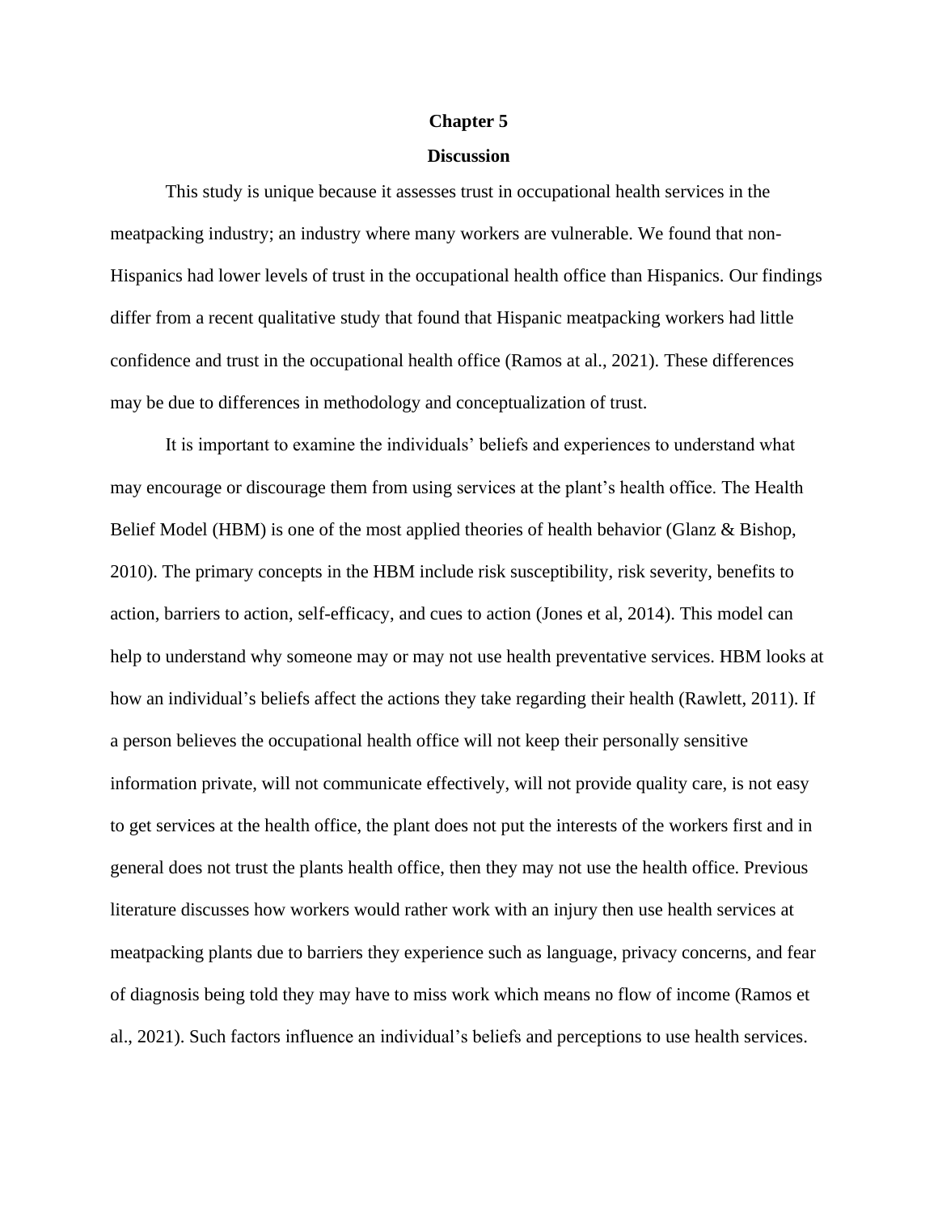# Chapter 5

## Discussion

This study is unique because it assesses trust in occupational health services in the meatpacking industry; an industry where many workers are vulnerable. We found that non-Hispanics had lower levels of trust in the occupational health office than Hispanics. Our findings differ from a recent qualitative study that found that Hispanic meatpacking workers had little confidence and trust in the occupational health office (Ramos at al., 2021). These differences may be due to differences in methodology and conceptualization of trust.

It is important to examine the individuals' beliefs and experiences to understand what may encourage or discourage them from using services at the plant's health office. The Health Belief Model (HBM) is one of the most applied theories of health behavior (Glanz & Bishop, 2010). The primary concepts in the HBM include risk susceptibility, risk severity, benefits to action, barriers to action, self-efficacy, and cues to action (Jones et al, 2014). This model can help to understand why someone may or may not use health preventative services. HBM looks at how an individual's beliefs affect the actions they take regarding their health (Rawlett, 2011). If a person believes the occupational health office will not keep their personally sensitive information private, will not communicate effectively, will not provide quality care, is not easy to get services at the health office, the plant does not put the interests of the workers first and in general does not trust the plants health office, then they may not use the health office. Previous literature discusses how workers would rather work with an injury then use health services at meatpacking plants due to barriers they experience such as language, privacy concerns, and fear of diagnosis being told they may have to miss work which means no flow of income (Ramos et al., 2021). Such factors influence an individual's beliefs and perceptions to use health services.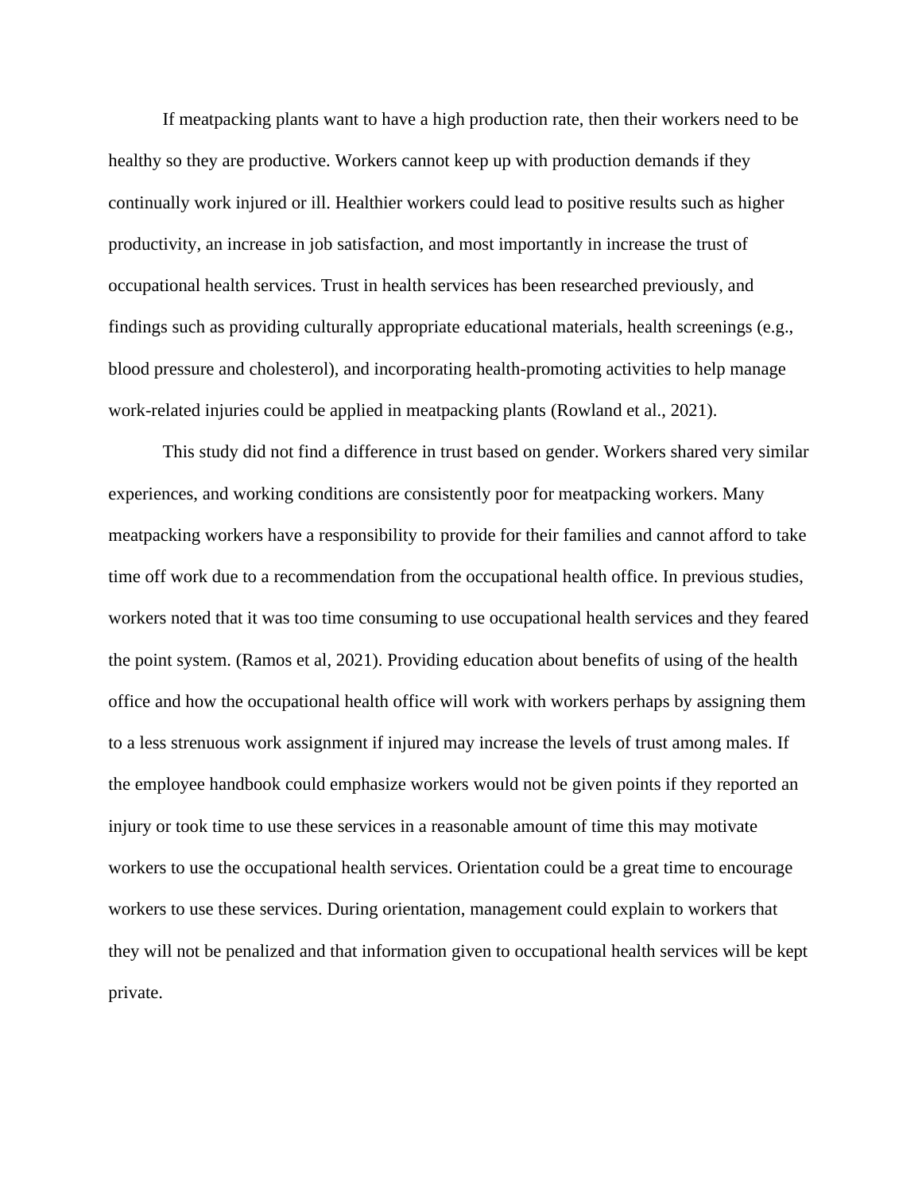If meatpacking plants want to have a high production rate, then their workers need to be healthy so they are productive. Workers cannot keep up with production demands if they continually work injured or ill. Healthier workers could lead to positive results such as higher productivity, an increase in job satisfaction, and most importantly in increase the trust of occupational health services. Trust in health services has been researched previously, and findings such as providing culturally appropriate educational materials, health screenings (e.g., blood pressure and cholesterol), and incorporating health-promoting activities to help manage work-related injuries could be applied in meatpacking plants (Rowland et al., 2021).

This study did not find a difference in trust based on gender. Workers shared very similar experiences, and working conditions are consistently poor for meatpacking workers. Many meatpacking workers have a responsibility to provide for their families and cannot afford to take time off work due to a recommendation from the occupational health office. In previous studies, workers noted that it was too time consuming to use occupational health services and they feared the point system. (Ramos et al, 2021). Providing education about benefits of using of the health office and how the occupational health office will work with workers perhaps by assigning them to a less strenuous work assignment if injured may increase the levels of trust among males. If the employee handbook could emphasize workers would not be given points if they reported an injury or took time to use these services in a reasonable amount of time this may motivate workers to use the occupational health services. Orientation could be a great time to encourage workers to use these services. During orientation, management could explain to workers that they will not be penalized and that information given to occupational health services will be kept private.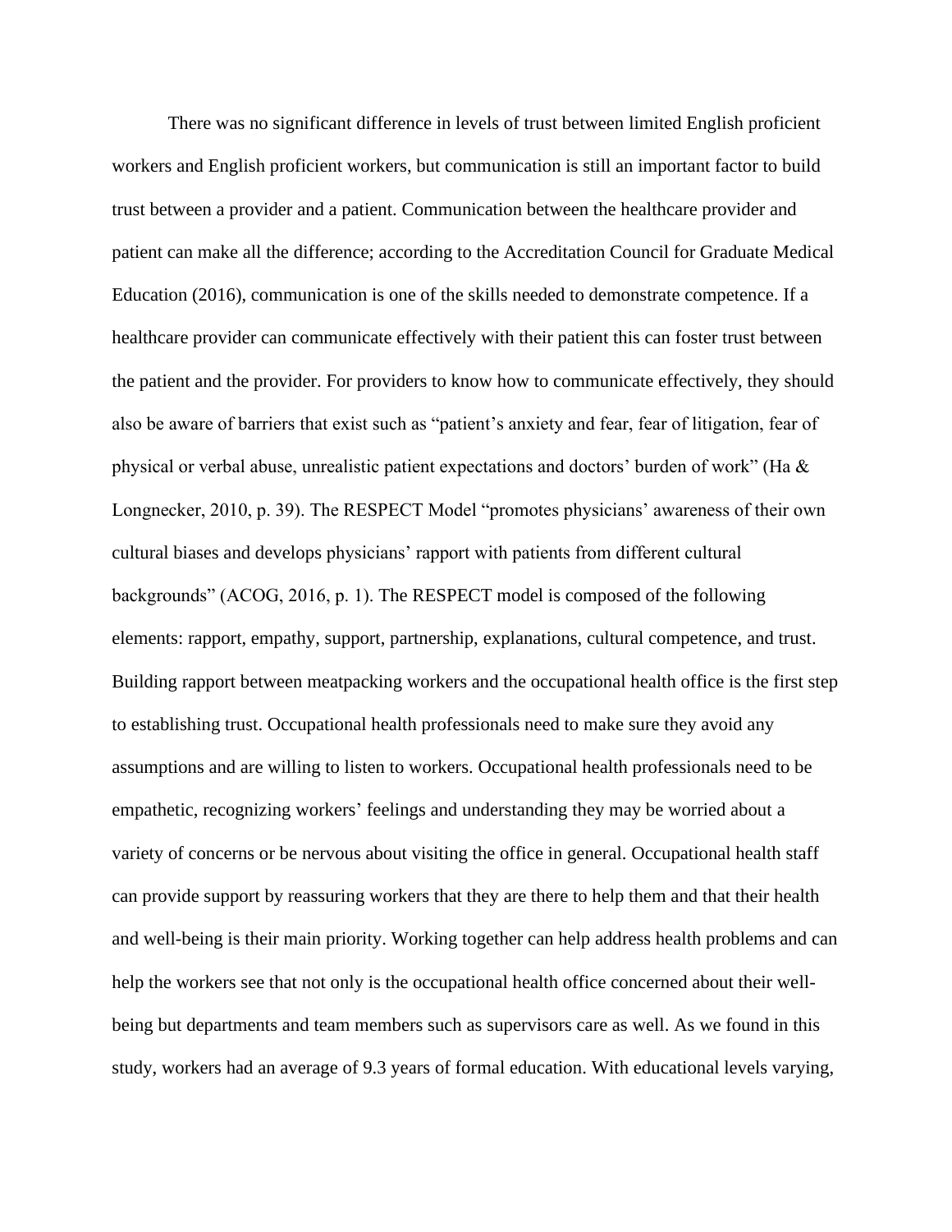There was no significant difference in levels of trust between limited English proficient workers and English proficient workers, but communication is still an important factor to build trust between a provider and a patient. Communication between the healthcare provider and patient can make all the difference; according to the Accreditation Council for Graduate Medical Education (2016), communication is one of the skills needed to demonstrate competence. If a healthcare provider can communicate effectively with their patient this can foster trust between the patient and the provider. For providers to know how to communicate effectively, they should also be aware of barriers that exist such as "patient's anxiety and fear, fear of litigation, fear of physical or verbal abuse, unrealistic patient expectations and doctors' burden of work" (Ha & Longnecker, 2010, p. 39). The RESPECT Model "promotes physicians' awareness of their own cultural biases and develops physicians' rapport with patients from different cultural backgrounds" (ACOG, 2016, p. 1). The RESPECT model is composed of the following elements: rapport, empathy, support, partnership, explanations, cultural competence, and trust. Building rapport between meatpacking workers and the occupational health office is the first step to establishing trust. Occupational health professionals need to make sure they avoid any assumptions and are willing to listen to workers. Occupational health professionals need to be empathetic, recognizing workers' feelings and understanding they may be worried about a variety of concerns or be nervous about visiting the office in general. Occupational health staff can provide support by reassuring workers that they are there to help them and that their health and well-being is their main priority. Working together can help address health problems and can help the workers see that not only is the occupational health office concerned about their well-being but departments and team members such as supervisors care as well. As we found in this study, workers had an average of 9.3 years of formal education. With educational levels varying,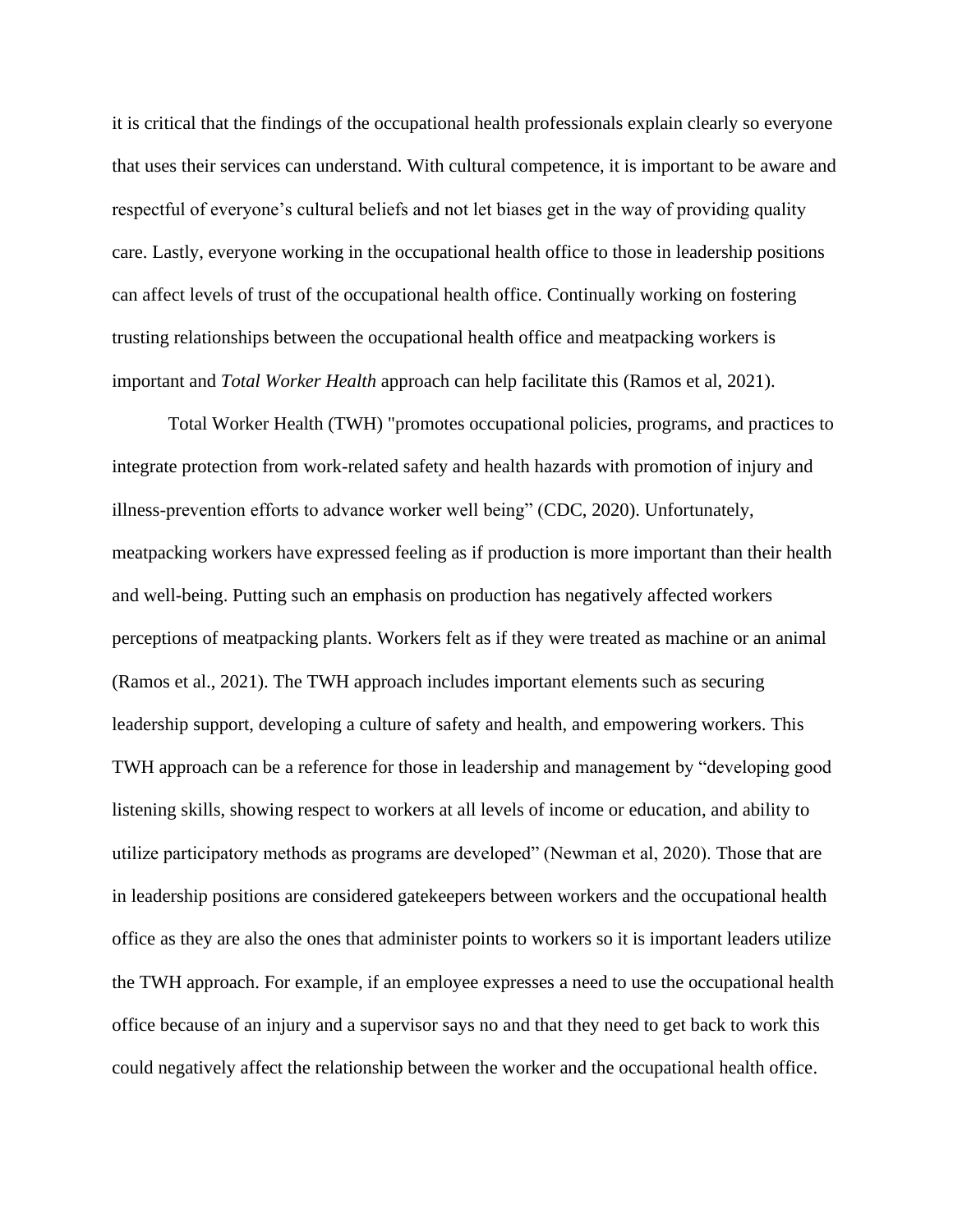it is critical that the findings of the occupational health professionals explain clearly so everyone that uses their services can understand. With cultural competence, it is important to be aware and respectful of everyone's cultural beliefs and not let biases get in the way of providing quality care. Lastly, everyone working in the occupational health office to those in leadership positions can affect levels of trust of the occupational health office. Continually working on fostering trusting relationships between the occupational health office and meatpacking workers is important and *Total Worker Health* approach can help facilitate this (Ramos et al, 2021).

Total Worker Health (TWH) "promotes occupational policies, programs, and practices to integrate protection from work-related safety and health hazards with promotion of injury and illness-prevention efforts to advance worker well being" (CDC, 2020). Unfortunately, meatpacking workers have expressed feeling as if production is more important than their health and well-being. Putting such an emphasis on production has negatively affected workers perceptions of meatpacking plants. Workers felt as if they were treated as machine or an animal (Ramos et al., 2021). The TWH approach includes important elements such as securing leadership support, developing a culture of safety and health, and empowering workers. This TWH approach can be a reference for those in leadership and management by "developing good listening skills, showing respect to workers at all levels of income or education, and ability to utilize participatory methods as programs are developed" (Newman et al, 2020). Those that are in leadership positions are considered gatekeepers between workers and the occupational health office as they are also the ones that administer points to workers so it is important leaders utilize the TWH approach. For example, if an employee expresses a need to use the occupational health office because of an injury and a supervisor says no and that they need to get back to work this could negatively affect the relationship between the worker and the occupational health office.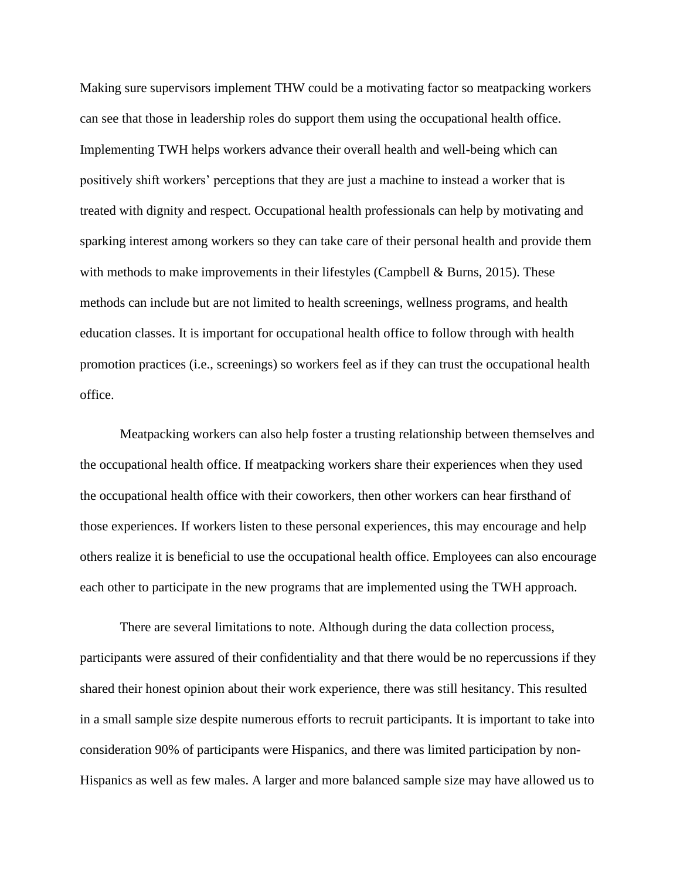Making sure supervisors implement THW could be a motivating factor so meatpacking workers can see that those in leadership roles do support them using the occupational health office. Implementing TWH helps workers advance their overall health and well-being which can positively shift workers' perceptions that they are just a machine to instead a worker that is treated with dignity and respect. Occupational health professionals can help by motivating and sparking interest among workers so they can take care of their personal health and provide them with methods to make improvements in their lifestyles (Campbell & Burns, 2015). These methods can include but are not limited to health screenings, wellness programs, and health education classes. It is important for occupational health office to follow through with health promotion practices (i.e., screenings) so workers feel as if they can trust the occupational health office.

Meatpacking workers can also help foster a trusting relationship between themselves and the occupational health office. If meatpacking workers share their experiences when they used the occupational health office with their coworkers, then other workers can hear firsthand of those experiences. If workers listen to these personal experiences, this may encourage and help others realize it is beneficial to use the occupational health office. Employees can also encourage each other to participate in the new programs that are implemented using the TWH approach.

There are several limitations to note. Although during the data collection process, participants were assured of their confidentiality and that there would be no repercussions if they shared their honest opinion about their work experience, there was still hesitancy. This resulted in a small sample size despite numerous efforts to recruit participants. It is important to take into consideration 90% of participants were Hispanics, and there was limited participation by non-Hispanics as well as few males. A larger and more balanced sample size may have allowed us to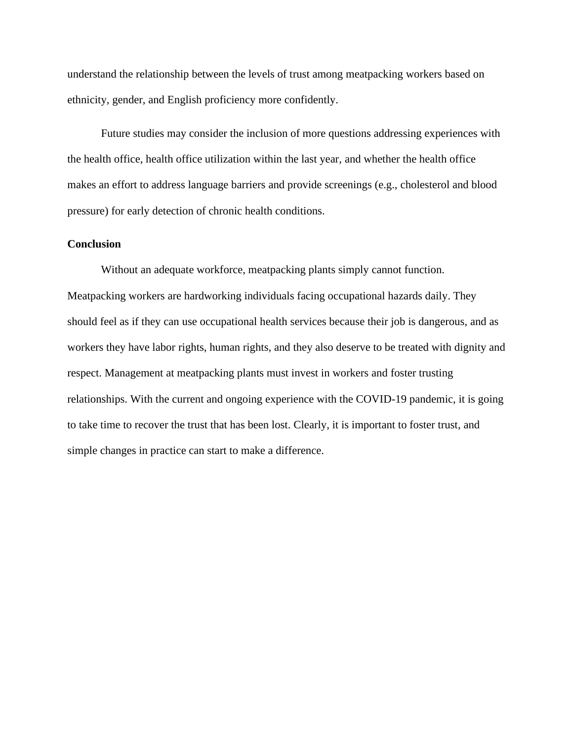understand the relationship between the levels of trust among meatpacking workers based on ethnicity, gender, and English proficiency more confidently.

Future studies may consider the inclusion of more questions addressing experiences with the health office, health office utilization within the last year, and whether the health office makes an effort to address language barriers and provide screenings (e.g., cholesterol and blood pressure) for early detection of chronic health conditions.

**Conclusion**

Without an adequate workforce, meatpacking plants simply cannot function. Meatpacking workers are hardworking individuals facing occupational hazards daily. They should feel as if they can use occupational health services because their job is dangerous, and as workers they have labor rights, human rights, and they also deserve to be treated with dignity and respect. Management at meatpacking plants must invest in workers and foster trusting relationships. With the current and ongoing experience with the COVID-19 pandemic, it is going to take time to recover the trust that has been lost. Clearly, it is important to foster trust, and simple changes in practice can start to make a difference.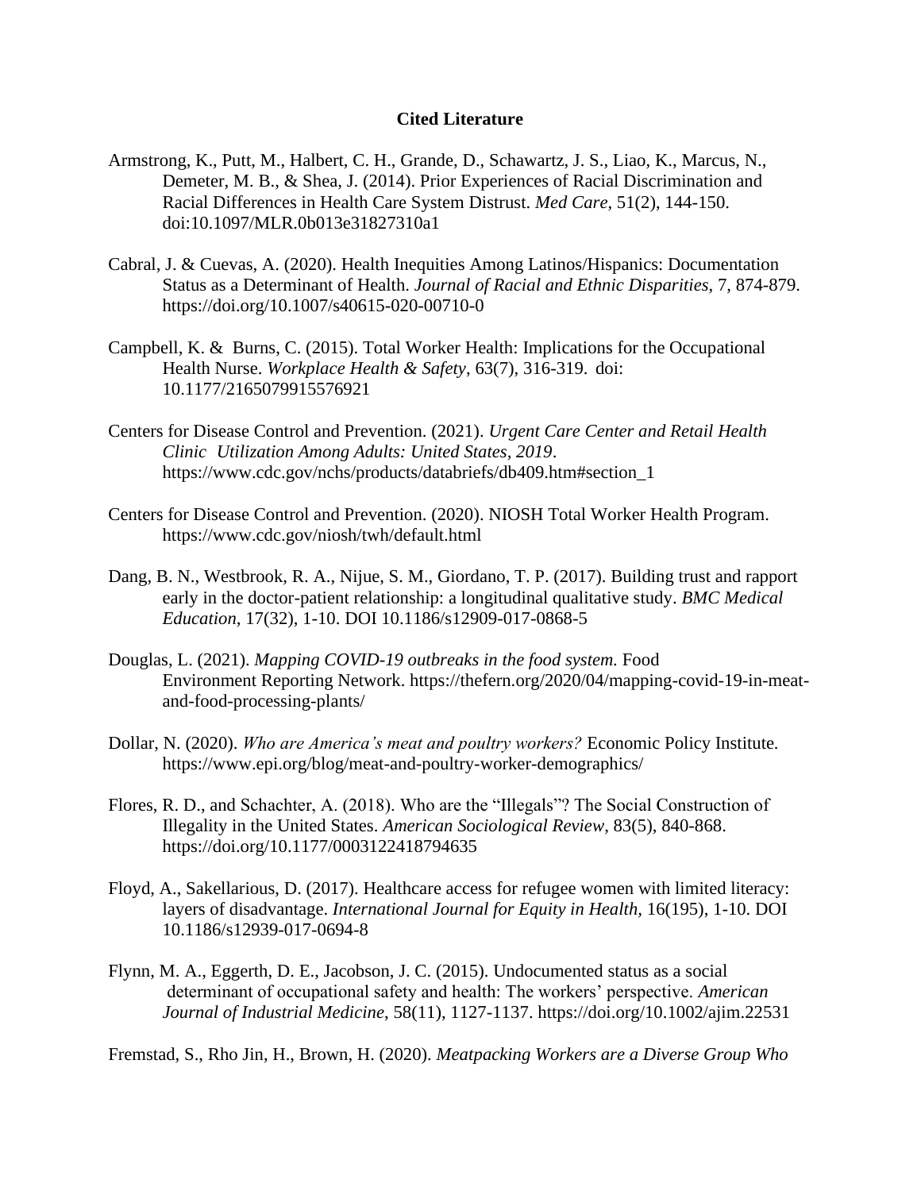# Cited Literature

Armstrong, K., Putt, M., Halbert, C. H., Grande, D., Schawartz, J. S., Liao, K., Marcus, N., Demeter, M. B., & Shea, J. (2014). Prior Experiences of Racial Discrimination and Racial Differences in Health Care System Distrust. *Med Care*, 51(2), 144-150. doi:10.1097/MLR.0b013e31827310a1

Cabral, J. & Cuevas, A. (2020). Health Inequities Among Latinos/Hispanics: Documentation Status as a Determinant of Health. *Journal of Racial and Ethnic Disparities*, 7, 874-879. https://doi.org/10.1007/s40615-020-00710-0

Campbell, K. & Burns, C. (2015). Total Worker Health: Implications for the Occupational Health Nurse. *Workplace Health & Safety*, 63(7), 316-319. doi: 10.1177/2165079915576921

Centers for Disease Control and Prevention. (2021). *Urgent Care Center and Retail Health Clinic Utilization Among Adults: United States, 2019*. https://www.cdc.gov/nchs/products/databriefs/db409.htm#section_1

Centers for Disease Control and Prevention. (2020). NIOSH Total Worker Health Program. https://www.cdc.gov/niosh/twh/default.html

Dang, B. N., Westbrook, R. A., Njue, S. M., Giordano, T. P. (2017). Building trust and rapport early in the doctor-patient relationship: a longitudinal qualitative study. *BMC Medical Education,* 17(32), 1-10. DOI 10.1186/s12909-017-0868-5

Douglas, L. (2021). *Mapping COVID-19 outbreaks in the food system.* Food Environment Reporting Network. https://thefern.org/2020/04/mapping-covid-19-in-meat-and-food-processing-plants/

Dollar, N. (2020). *Who are America's meat and poultry workers?* Economic Policy Institute. https://www.epi.org/blog/meat-and-poultry-worker-demographics/

Flores, R. D., and Schachter, A. (2018). Who are the "Illegals"? The Social Construction of Illegality in the United States. *American Sociological Review*, 83(5), 840-868. https://doi.org/10.1177/0003122418794635

Floyd, A., Sakellarious, D. (2017). Healthcare access for refugee women with limited literacy: layers of disadvantage. *International Journal for Equity in Health,* 16(195), 1-10. DOI 10.1186/s12939-017-0694-8

Flynn, M. A., Eggerth, D. E., Jacobson, J. C. (2015). Undocumented status as a social determinant of occupational safety and health: The workers' perspective. *American Journal of Industrial Medicine*, 58(11), 1127-1137. https://doi.org/10.1002/ajim.22531

Fremstad, S., Rho Jin, H., Brown, H. (2020). *Meatpacking Workers are a Diverse Group Who*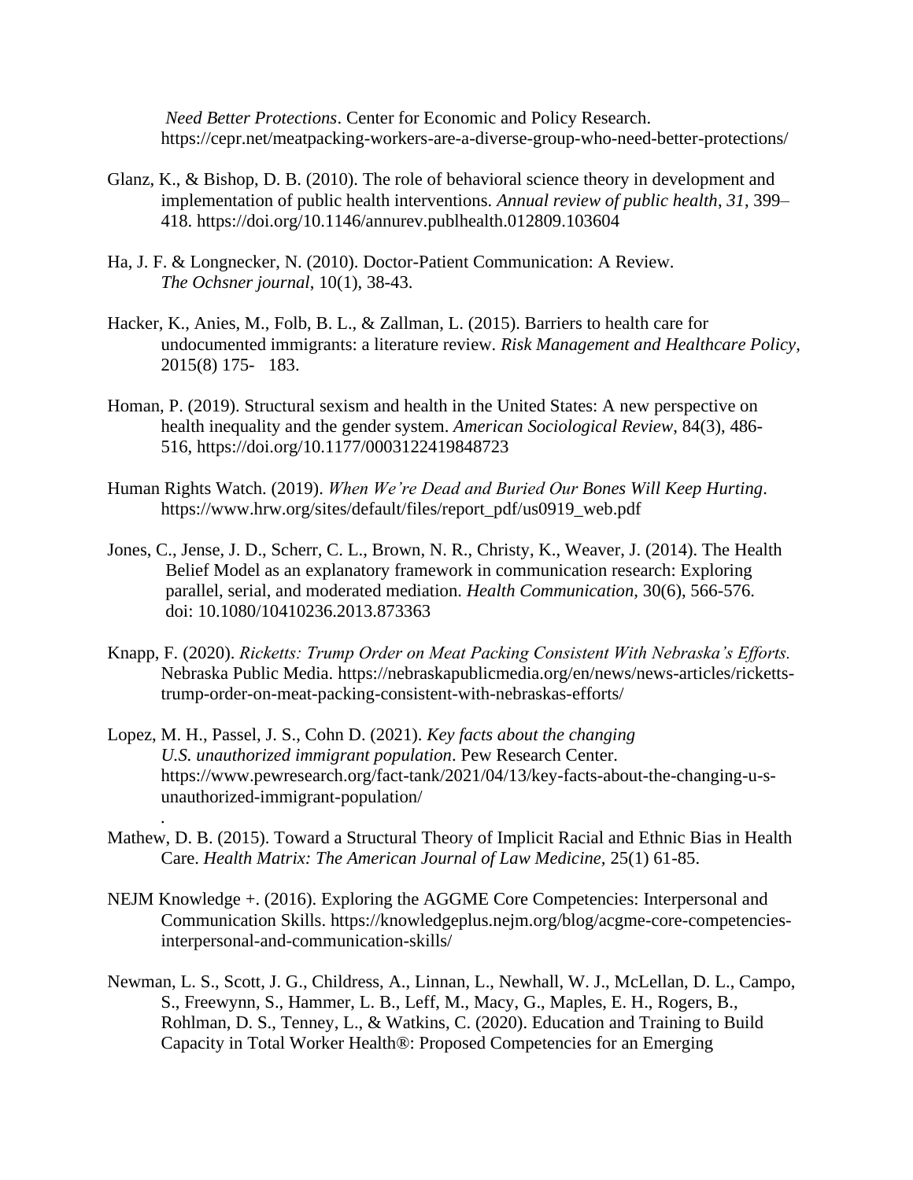*Need Better Protections*. Center for Economic and Policy Research. https://cepr.net/meatpacking-workers-are-a-diverse-group-who-need-better-protections/

Glanz, K., & Bishop, D. B. (2010). The role of behavioral science theory in development and implementation of public health interventions. *Annual review of public health*, *31*, 399–418. https://doi.org/10.1146/annurev.publhealth.012809.103604

Ha, J. F. & Longnecker, N. (2010). Doctor-Patient Communication: A Review. *The Ochsner journal*, 10(1), 38-43.

Hacker, K., Anies, M., Folb, B. L., & Zallman, L. (2015). Barriers to health care for undocumented immigrants: a literature review. *Risk Management and Healthcare Policy*, 2015(8) 175- 183.

Homan, P. (2019). Structural sexism and health in the United States: A new perspective on health inequality and the gender system. *American Sociological Review*, 84(3), 486-516, https://doi.org/10.1177/0003122419848723

Human Rights Watch. (2019). *When We're Dead and Buried Our Bones Will Keep Hurting*. https://www.hrw.org/sites/default/files/report_pdf/us0919_web.pdf

Jones, C., Jense, J. D., Scherr, C. L., Brown, N. R., Christy, K., Weaver, J. (2014). The Health Belief Model as an explanatory framework in communication research: Exploring parallel, serial, and moderated mediation. *Health Communication*, 30(6), 566-576. doi: 10.1080/10410236.2013.873363

Knapp, F. (2020). *Ricketts: Trump Order on Meat Packing Consistent With Nebraska's Efforts.* Nebraska Public Media. https://nebraskapublicmedia.org/en/news/news-articles/ricketts-trump-order-on-meat-packing-consistent-with-nebraskas-efforts/

Lopez, M. H., Passel, J. S., Cohn D. (2021). *Key facts about the changing U.S. unauthorized immigrant population*. Pew Research Center. https://www.pewresearch.org/fact-tank/2021/04/13/key-facts-about-the-changing-u-s-unauthorized-immigrant-population/
.

Mathew, D. B. (2015). Toward a Structural Theory of Implicit Racial and Ethnic Bias in Health Care. *Health Matrix: The American Journal of Law Medicine,* 25(1) 61-85.

NEJM Knowledge +. (2016). Exploring the AGGME Core Competencies: Interpersonal and Communication Skills. https://knowledgeplus.nejm.org/blog/acgme-core-competencies-interpersonal-and-communication-skills/

Newman, L. S., Scott, J. G., Childress, A., Linnan, L., Newhall, W. J., McLellan, D. L., Campo, S., Freewynn, S., Hammer, L. B., Leff, M., Macy, G., Maples, E. H., Rogers, B., Rohlman, D. S., Tenney, L., & Watkins, C. (2020). Education and Training to Build Capacity in Total Worker Health®: Proposed Competencies for an Emerging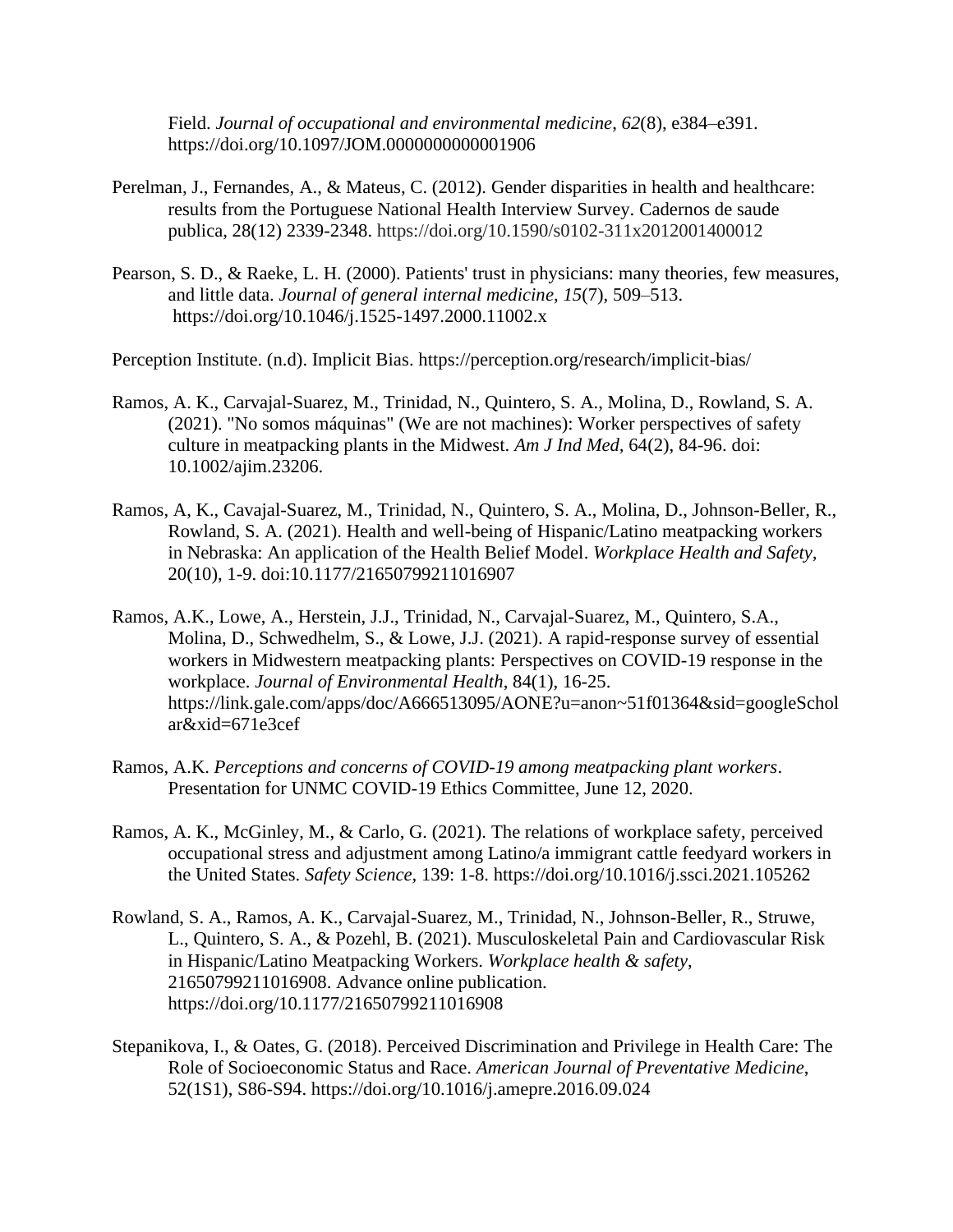Field. *Journal of occupational and environmental medicine*, *62*(8), e384–e391. https://doi.org/10.1097/JOM.0000000000001906

Perelman, J., Fernandes, A., & Mateus, C. (2012). Gender disparities in health and healthcare: results from the Portuguese National Health Interview Survey. Cadernos de saude publica, 28(12) 2339-2348. https://doi.org/10.1590/s0102-311x2012001400012

Pearson, S. D., & Raeke, L. H. (2000). Patients' trust in physicians: many theories, few measures, and little data. *Journal of general internal medicine*, *15*(7), 509–513. https://doi.org/10.1046/j.1525-1497.2000.11002.x

Perception Institute. (n.d). Implicit Bias. https://perception.org/research/implicit-bias/

Ramos, A. K., Carvajal-Suarez, M., Trinidad, N., Quintero, S. A., Molina, D., Rowland, S. A. (2021). "No somos máquinas" (We are not machines): Worker perspectives of safety culture in meatpacking plants in the Midwest. *Am J Ind Med,* 64(2), 84-96. doi: 10.1002/ajim.23206.

Ramos, A, K., Cavajal-Suarez, M., Trinidad, N., Quintero, S. A., Molina, D., Johnson-Beller, R., Rowland, S. A. (2021). Health and well-being of Hispanic/Latino meatpacking workers in Nebraska: An application of the Health Belief Model. *Workplace Health and Safety,* 20(10), 1-9. doi:10.1177/21650799211016907

Ramos, A.K., Lowe, A., Herstein, J.J., Trinidad, N., Carvajal-Suarez, M., Quintero, S.A., Molina, D., Schwedhelm, S., & Lowe, J.J. (2021). A rapid-response survey of essential workers in Midwestern meatpacking plants: Perspectives on COVID-19 response in the workplace. *Journal of Environmental Health*, 84(1), 16-25. https://link.gale.com/apps/doc/A666513095/AONE?u=anon~51f01364&sid=googleScholar&xid=671e3cef

Ramos, A.K. *Perceptions and concerns of COVID-19 among meatpacking plant workers*. Presentation for UNMC COVID-19 Ethics Committee, June 12, 2020.

Ramos, A. K., McGinley, M., & Carlo, G. (2021). The relations of workplace safety, perceived occupational stress and adjustment among Latino/a immigrant cattle feedyard workers in the United States. *Safety Science,* 139: 1-8. https://doi.org/10.1016/j.ssci.2021.105262

Rowland, S. A., Ramos, A. K., Carvajal-Suarez, M., Trinidad, N., Johnson-Beller, R., Struwe, L., Quintero, S. A., & Pozehl, B. (2021). Musculoskeletal Pain and Cardiovascular Risk in Hispanic/Latino Meatpacking Workers. *Workplace health & safety*, 21650799211016908. Advance online publication. https://doi.org/10.1177/21650799211016908

Stepanikova, I., & Oates, G. (2018). Perceived Discrimination and Privilege in Health Care: The Role of Socioeconomic Status and Race. *American Journal of Preventative Medicine*, 52(1S1), S86-S94. https://doi.org/10.1016/j.amepre.2016.09.024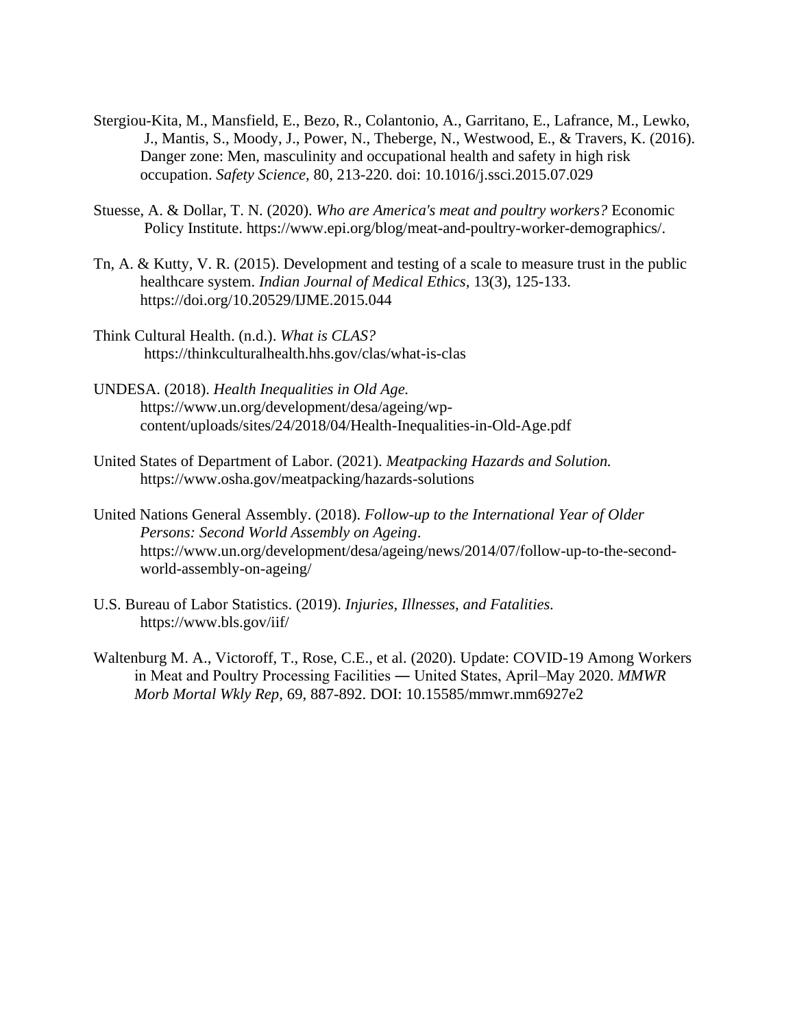Stergiou-Kita, M., Mansfield, E., Bezo, R., Colantonio, A., Garritano, E., Lafrance, M., Lewko, J., Mantis, S., Moody, J., Power, N., Theberge, N., Westwood, E., & Travers, K. (2016). Danger zone: Men, masculinity and occupational health and safety in high risk occupation. *Safety Science*, 80, 213-220. doi: 10.1016/j.ssci.2015.07.029

Stuesse, A. & Dollar, T. N. (2020). *Who are America's meat and poultry workers?* Economic Policy Institute. https://www.epi.org/blog/meat-and-poultry-worker-demographics/.

Tn, A. & Kutty, V. R. (2015). Development and testing of a scale to measure trust in the public healthcare system. *Indian Journal of Medical Ethics*, 13(3), 125-133. https://doi.org/10.20529/IJME.2015.044

Think Cultural Health. (n.d.). *What is CLAS?* https://thinkculturalhealth.hhs.gov/clas/what-is-clas

UNDESA. (2018). *Health Inequalities in Old Age.* https://www.un.org/development/desa/ageing/wp-content/uploads/sites/24/2018/04/Health-Inequalities-in-Old-Age.pdf

United States of Department of Labor. (2021). *Meatpacking Hazards and Solution.* https://www.osha.gov/meatpacking/hazards-solutions

United Nations General Assembly. (2018). *Follow-up to the International Year of Older Persons: Second World Assembly on Ageing*. https://www.un.org/development/desa/ageing/news/2014/07/follow-up-to-the-second-world-assembly-on-ageing/

U.S. Bureau of Labor Statistics. (2019). *Injuries, Illnesses, and Fatalities.* https://www.bls.gov/iif/

Waltenburg M. A., Victoroff, T., Rose, C.E., et al. (2020). Update: COVID-19 Among Workers in Meat and Poultry Processing Facilities ― United States, April–May 2020. *MMWR Morb Mortal Wkly Rep*, 69, 887-892. DOI: 10.15585/mmwr.mm6927e2